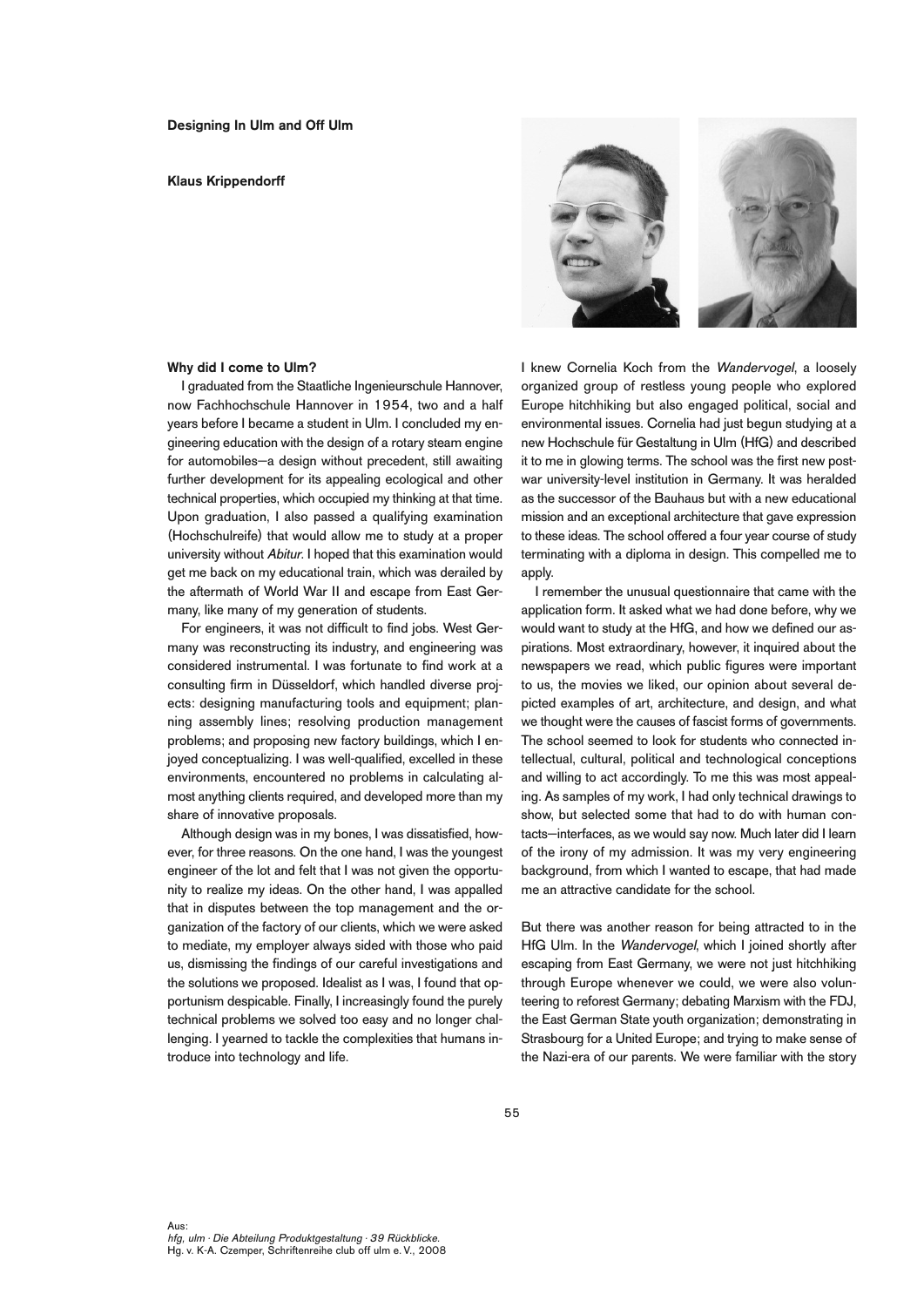**Designing In Ulm and Off Ulm**

**Klaus Krippendorff**

### Why did I come to Ulm?

I graduated from the Staatliche Ingenieurschule Hannover, now Fachhochschule Hannover in 1954, two and a half years before I became a student in Ulm. I concluded my engineering education with the design of a rotary steam engine for automobiles—a design without precedent, still awaiting further development for its appealing ecological and other technical properties, which occupied my thinking at that time. Upon graduation, I also passed a qualifying examination (Hochschulreife) that would allow me to study at a proper university without *Abitur*. I hoped that this examination would get me back on my educational train, which was derailed by the aftermath of World War II and escape from East Germany, like many of my generation of students.

For engineers, it was not difficult to find jobs. West Germany was reconstructing its industry, and engineering was considered instrumental. I was fortunate to find work at a consulting firm in Düsseldorf, which handled diverse projects: designing manufacturing tools and equipment; planning assembly lines; resolving production management problems; and proposing new factory buildings, which I enjoyed conceptualizing. I was well-qualified, excelled in these environments, encountered no problems in calculating almost anything clients required, and developed more than my share of innovative proposals.

Although design was in my bones, I was dissatisfied, however, for three reasons. On the one hand, I was the youngest engineer of the lot and felt that I was not given the opportunity to realize my ideas. On the other hand, I was appalled that in disputes between the top management and the organization of the factory of our clients, which we were asked to mediate, my employer always sided with those who paid us, dismissing the findings of our careful investigations and the solutions we proposed. Idealist as I was, I found that opportunism despicable. Finally, I increasingly found the purely technical problems we solved too easy and no longer challenging. I yearned to tackle the complexities that humans introduce into technology and life.

I knew Cornelia Koch from the *Wandervogel*, a loosely organized group of restless young people who explored Europe hitchhiking but also engaged political, social and environmental issues. Cornelia had just begun studying at a new Hochschule für Gestaltung in Ulm (HfG) and described it to me in glowing terms. The school was the first new postwar university-level institution in Germany. It was heralded as the successor of the Bauhaus but with a new educational mission and an exceptional architecture that gave expression to these ideas. The school offered a four year course of study terminating with a diploma in design. This compelled me to apply.

I remember the unusual questionnaire that came with the application form. It asked what we had done before, why we would want to study at the HfG, and how we defined our aspirations. Most extraordinary, however, it inquired about the newspapers we read, which public figures were important to us, the movies we liked, our opinion about several depicted examples of art, architecture, and design, and what we thought were the causes of fascist forms of governments. The school seemed to look for students who connected intellectual, cultural, political and technological conceptions and willing to act accordingly. To me this was most appealing. As samples of my work, I had only technical drawings to show, but selected some that had to do with human contacts—interfaces, as we would say now. Much later did I learn of the irony of my admission. It was my very engineering background, from which I wanted to escape, that had made me an attractive candidate for the school.

But there was another reason for being attracted to in the HfG Ulm. In the *Wandervogel*, which I joined shortly after escaping from East Germany, we were not just hitchhiking through Europe whenever we could, we were also volunteering to reforest Germany; debating Marxism with the FDJ, the East German State youth organization; demonstrating in Strasbourg for a United Europe; and trying to make sense of the Nazi-era of our parents. We were familiar with the story

Aus:
*hfg, ulm · Die Abteilung Produktgestaltung · 39 Rückblicke.*
Hg. v. K-A. Czemper, Schriftenreihe club off ulm e. V., 2008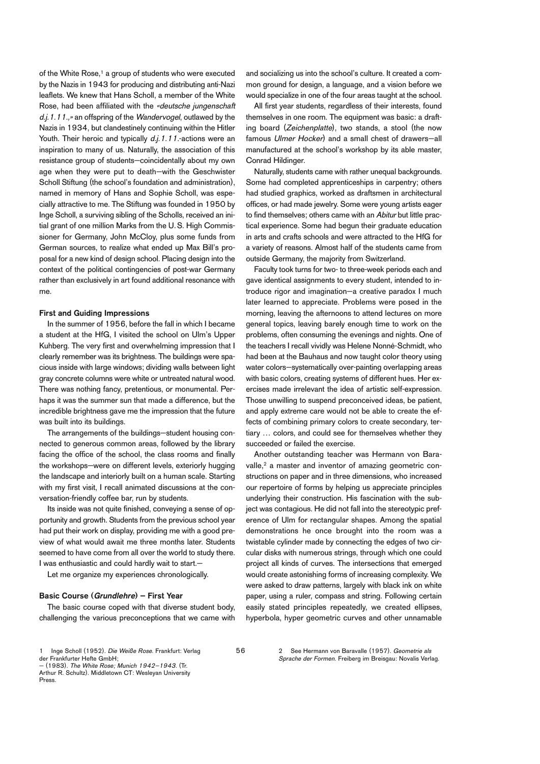of the White Rose,[1] a group of students who were executed by the Nazis in 1943 for producing and distributing anti-Nazi leaflets. We knew that Hans Scholl, a member of the White Rose, had been affiliated with the *«deutsche jungenschaft d.j.1.11.,»* an offspring of the *Wandervogel*, outlawed by the Nazis in 1934, but clandestinely continuing within the Hitler Youth. Their heroic and typically *d.j.1.11.*-actions were an inspiration to many of us. Naturally, the association of this resistance group of students—coincidentally about my own age when they were put to death—with the Geschwister Scholl Stiftung (the school's foundation and administration), named in memory of Hans and Sophie Scholl, was especially attractive to me. The Stiftung was founded in 1950 by Inge Scholl, a surviving sibling of the Scholls, received an initial grant of one million Marks from the U.S. High Commissioner for Germany, John McCloy, plus some funds from German sources, to realize what ended up Max Bill's proposal for a new kind of design school. Placing design into the context of the political contingencies of post-war Germany rather than exclusively in art found additional resonance with me.

#### First and Guiding Impressions

In the summer of 1956, before the fall in which I became a student at the HfG, I visited the school on Ulm's Upper Kuhberg. The very first and overwhelming impression that I clearly remember was its brightness. The buildings were spacious inside with large windows; dividing walls between light gray concrete columns were white or untreated natural wood. There was nothing fancy, pretentious, or monumental. Perhaps it was the summer sun that made a difference, but the incredible brightness gave me the impression that the future was built into its buildings.

The arrangements of the buildings—student housing connected to generous common areas, followed by the library facing the office of the school, the class rooms and finally the workshops—were on different levels, exteriorly hugging the landscape and interiorly built on a human scale. Starting with my first visit, I recall animated discussions at the conversation-friendly coffee bar, run by students.

Its inside was not quite finished, conveying a sense of opportunity and growth. Students from the previous school year had put their work on display, providing me with a good preview of what would await me three months later. Students seemed to have come from all over the world to study there. I was enthusiastic and could hardly wait to start.—

Let me organize my experiences chronologically.

#### Basic Course (*Grundlehre*) – First Year

The basic course coped with that diverse student body, challenging the various preconceptions that we came with and socializing us into the school's culture. It created a common ground for design, a language, and a vision before we would specialize in one of the four areas taught at the school.

All first year students, regardless of their interests, found themselves in one room. The equipment was basic: a drafting board (*Zeichenplatte*), two stands, a stool (the now famous *Ulmer Hocker*) and a small chest of drawers—all manufactured at the school's workshop by its able master, Conrad Hildinger.

Naturally, students came with rather unequal backgrounds. Some had completed apprenticeships in carpentry; others had studied graphics, worked as draftsmen in architectural offices, or had made jewelry. Some were young artists eager to find themselves; others came with an *Abitur* but little practical experience. Some had begun their graduate education in arts and crafts schools and were attracted to the HfG for a variety of reasons. Almost half of the students came from outside Germany, the majority from Switzerland.

Faculty took turns for two- to three-week periods each and gave identical assignments to every student, intended to introduce rigor and imagination—a creative paradox I much later learned to appreciate. Problems were posed in the morning, leaving the afternoons to attend lectures on more general topics, leaving barely enough time to work on the problems, often consuming the evenings and nights. One of the teachers I recall vividly was Helene Nonné-Schmidt, who had been at the Bauhaus and now taught color theory using water colors—systematically over-painting overlapping areas with basic colors, creating systems of different hues. Her exercises made irrelevant the idea of artistic self-expression. Those unwilling to suspend preconceived ideas, be patient, and apply extreme care would not be able to create the effects of combining primary colors to create secondary, tertiary … colors, and could see for themselves whether they succeeded or failed the exercise.

Another outstanding teacher was Hermann von Baravalle,[2] a master and inventor of amazing geometric constructions on paper and in three dimensions, who increased our repertoire of forms by helping us appreciate principles underlying their construction. His fascination with the subject was contagious. He did not fall into the stereotypic preference of Ulm for rectangular shapes. Among the spatial demonstrations he once brought into the room was a twistable cylinder made by connecting the edges of two circular disks with numerous strings, through which one could project all kinds of curves. The intersections that emerged would create astonishing forms of increasing complexity. We were asked to draw patterns, largely with black ink on white paper, using a ruler, compass and string. Following certain easily stated principles repeatedly, we created ellipses, hyperbola, hyper geometric curves and other unnamable

---

1 Inge Scholl (1952). *Die Weiße Rose*. Frankfurt: Verlag der Frankfurter Hefte GmbH;
— (1983). *The White Rose; Munich 1942–1943*. (Tr. Arthur R. Schultz). Middletown CT: Wesleyan University Press.

2 See Hermann von Baravalle (1957). *Geometrie als Sprache der Formen*. Freiberg im Breisgau: Novalis Verlag.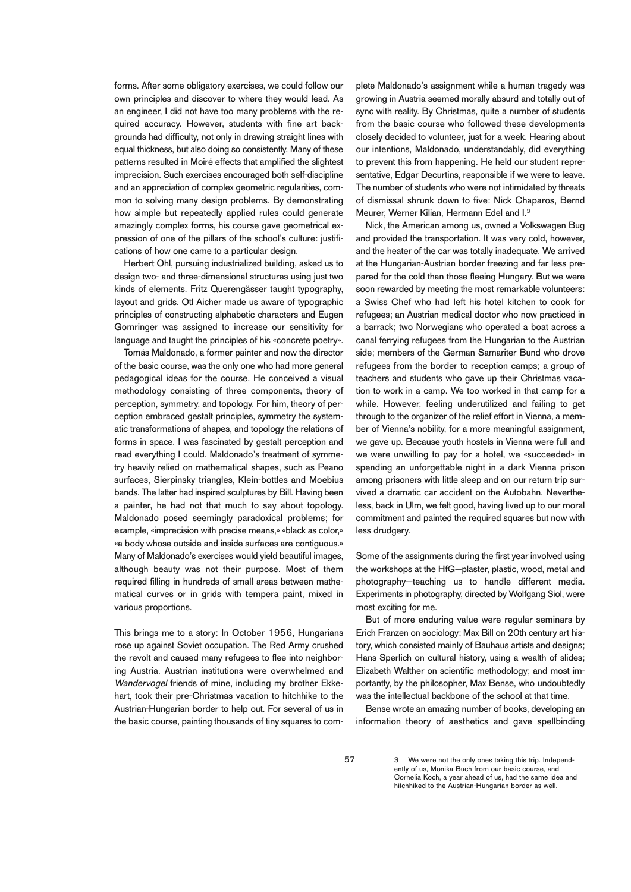forms. After some obligatory exercises, we could follow our own principles and discover to where they would lead. As an engineer, I did not have too many problems with the required accuracy. However, students with fine art backgrounds had difficulty, not only in drawing straight lines with equal thickness, but also doing so consistently. Many of these patterns resulted in Moiré effects that amplified the slightest imprecision. Such exercises encouraged both self-discipline and an appreciation of complex geometric regularities, common to solving many design problems. By demonstrating how simple but repeatedly applied rules could generate amazingly complex forms, his course gave geometrical expression of one of the pillars of the school's culture: justifications of how one came to a particular design.

Herbert Ohl, pursuing industrialized building, asked us to design two- and three-dimensional structures using just two kinds of elements. Fritz Querengässer taught typography, layout and grids. Otl Aicher made us aware of typographic principles of constructing alphabetic characters and Eugen Gomringer was assigned to increase our sensitivity for language and taught the principles of his «concrete poetry».

Tomás Maldonado, a former painter and now the director of the basic course, was the only one who had more general pedagogical ideas for the course. He conceived a visual methodology consisting of three components, theory of perception, symmetry, and topology. For him, theory of perception embraced gestalt principles, symmetry the systematic transformations of shapes, and topology the relations of forms in space. I was fascinated by gestalt perception and read everything I could. Maldonado's treatment of symmetry heavily relied on mathematical shapes, such as Peano surfaces, Sierpinsky triangles, Klein-bottles and Moebius bands. The latter had inspired sculptures by Bill. Having been a painter, he had not that much to say about topology. Maldonado posed seemingly paradoxical problems; for example, «imprecision with precise means,» «black as color,» «a body whose outside and inside surfaces are contiguous.» Many of Maldonado's exercises would yield beautiful images, although beauty was not their purpose. Most of them required filling in hundreds of small areas between mathematical curves or in grids with tempera paint, mixed in various proportions.

This brings me to a story: In October 1956, Hungarians rose up against Soviet occupation. The Red Army crushed the revolt and caused many refugees to flee into neighboring Austria. Austrian institutions were overwhelmed and *Wandervogel* friends of mine, including my brother Ekkehart, took their pre-Christmas vacation to hitchhike to the Austrian-Hungarian border to help out. For several of us in the basic course, painting thousands of tiny squares to complete Maldonado's assignment while a human tragedy was growing in Austria seemed morally absurd and totally out of sync with reality. By Christmas, quite a number of students from the basic course who followed these developments closely decided to volunteer, just for a week. Hearing about our intentions, Maldonado, understandably, did everything to prevent this from happening. He held our student representative, Edgar Decurtins, responsible if we were to leave. The number of students who were not intimidated by threats of dismissal shrunk down to five: Nick Chaparos, Bernd Meurer, Werner Kilian, Hermann Edel and I.[3]

Nick, the American among us, owned a Volkswagen Bug and provided the transportation. It was very cold, however, and the heater of the car was totally inadequate. We arrived at the Hungarian-Austrian border freezing and far less prepared for the cold than those fleeing Hungary. But we were soon rewarded by meeting the most remarkable volunteers: a Swiss Chef who had left his hotel kitchen to cook for refugees; an Austrian medical doctor who now practiced in a barrack; two Norwegians who operated a boat across a canal ferrying refugees from the Hungarian to the Austrian side; members of the German Samariter Bund who drove refugees from the border to reception camps; a group of teachers and students who gave up their Christmas vacation to work in a camp. We too worked in that camp for a while. However, feeling underutilized and failing to get through to the organizer of the relief effort in Vienna, a member of Vienna's nobility, for a more meaningful assignment, we gave up. Because youth hostels in Vienna were full and we were unwilling to pay for a hotel, we «succeeded» in spending an unforgettable night in a dark Vienna prison among prisoners with little sleep and on our return trip survived a dramatic car accident on the Autobahn. Nevertheless, back in Ulm, we felt good, having lived up to our moral commitment and painted the required squares but now with less drudgery.

Some of the assignments during the first year involved using the workshops at the HfG—plaster, plastic, wood, metal and photography—teaching us to handle different media. Experiments in photography, directed by Wolfgang Siol, were most exciting for me.

But of more enduring value were regular seminars by Erich Franzen on sociology; Max Bill on 20th century art history, which consisted mainly of Bauhaus artists and designs; Hans Sperlich on cultural history, using a wealth of slides; Elizabeth Walther on scientific methodology; and most importantly, by the philosopher, Max Bense, who undoubtedly was the intellectual backbone of the school at that time.

Bense wrote an amazing number of books, developing an information theory of aesthetics and gave spellbinding

3 We were not the only ones taking this trip. Independently of us, Monika Buch from our basic course, and Cornelia Koch, a year ahead of us, had the same idea and hitchhiked to the Austrian-Hungarian border as well.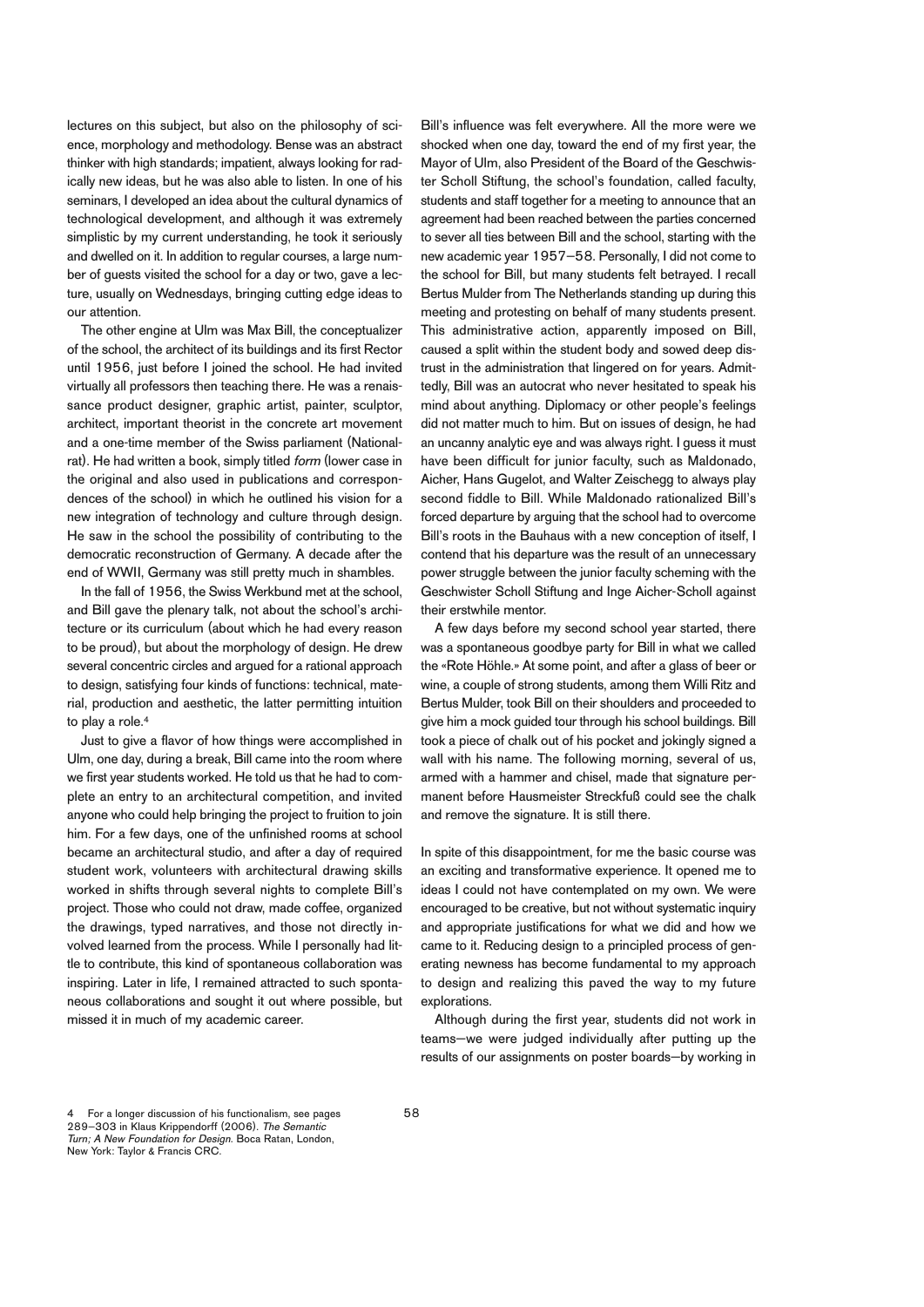lectures on this subject, but also on the philosophy of science, morphology and methodology. Bense was an abstract thinker with high standards; impatient, always looking for radically new ideas, but he was also able to listen. In one of his seminars, I developed an idea about the cultural dynamics of technological development, and although it was extremely simplistic by my current understanding, he took it seriously and dwelled on it. In addition to regular courses, a large number of guests visited the school for a day or two, gave a lecture, usually on Wednesdays, bringing cutting edge ideas to our attention.

The other engine at Ulm was Max Bill, the conceptualizer of the school, the architect of its buildings and its first Rector until 1956, just before I joined the school. He had invited virtually all professors then teaching there. He was a renaissance product designer, graphic artist, painter, sculptor, architect, important theorist in the concrete art movement and a one-time member of the Swiss parliament (Nationalrat). He had written a book, simply titled *form* (lower case in the original and also used in publications and correspondences of the school) in which he outlined his vision for a new integration of technology and culture through design. He saw in the school the possibility of contributing to the democratic reconstruction of Germany. A decade after the end of WWII, Germany was still pretty much in shambles.

In the fall of 1956, the Swiss Werkbund met at the school, and Bill gave the plenary talk, not about the school's architecture or its curriculum (about which he had every reason to be proud), but about the morphology of design. He drew several concentric circles and argued for a rational approach to design, satisfying four kinds of functions: technical, material, production and aesthetic, the latter permitting intuition to play a role.[4]

Just to give a flavor of how things were accomplished in Ulm, one day, during a break, Bill came into the room where we first year students worked. He told us that he had to complete an entry to an architectural competition, and invited anyone who could help bringing the project to fruition to join him. For a few days, one of the unfinished rooms at school became an architectural studio, and after a day of required student work, volunteers with architectural drawing skills worked in shifts through several nights to complete Bill's project. Those who could not draw, made coffee, organized the drawings, typed narratives, and those not directly involved learned from the process. While I personally had little to contribute, this kind of spontaneous collaboration was inspiring. Later in life, I remained attracted to such spontaneous collaborations and sought it out where possible, but missed it in much of my academic career.

Bill's influence was felt everywhere. All the more were we shocked when one day, toward the end of my first year, the Mayor of Ulm, also President of the Board of the Geschwister Scholl Stiftung, the school's foundation, called faculty, students and staff together for a meeting to announce that an agreement had been reached between the parties concerned to sever all ties between Bill and the school, starting with the new academic year 1957–58. Personally, I did not come to the school for Bill, but many students felt betrayed. I recall Bertus Mulder from The Netherlands standing up during this meeting and protesting on behalf of many students present. This administrative action, apparently imposed on Bill, caused a split within the student body and sowed deep distrust in the administration that lingered on for years. Admittedly, Bill was an autocrat who never hesitated to speak his mind about anything. Diplomacy or other people's feelings did not matter much to him. But on issues of design, he had an uncanny analytic eye and was always right. I guess it must have been difficult for junior faculty, such as Maldonado, Aicher, Hans Gugelot, and Walter Zeischegg to always play second fiddle to Bill. While Maldonado rationalized Bill's forced departure by arguing that the school had to overcome Bill's roots in the Bauhaus with a new conception of itself, I contend that his departure was the result of an unnecessary power struggle between the junior faculty scheming with the Geschwister Scholl Stiftung and Inge Aicher-Scholl against their erstwhile mentor.

A few days before my second school year started, there was a spontaneous goodbye party for Bill in what we called the «Rote Höhle.» At some point, and after a glass of beer or wine, a couple of strong students, among them Willi Ritz and Bertus Mulder, took Bill on their shoulders and proceeded to give him a mock guided tour through his school buildings. Bill took a piece of chalk out of his pocket and jokingly signed a wall with his name. The following morning, several of us, armed with a hammer and chisel, made that signature permanent before Hausmeister Streckfuß could see the chalk and remove the signature. It is still there.

In spite of this disappointment, for me the basic course was an exciting and transformative experience. It opened me to ideas I could not have contemplated on my own. We were encouraged to be creative, but not without systematic inquiry and appropriate justifications for what we did and how we came to it. Reducing design to a principled process of generating newness has become fundamental to my approach to design and realizing this paved the way to my future explorations.

Although during the first year, students did not work in teams—we were judged individually after putting up the results of our assignments on poster boards—by working in

4 For a longer discussion of his functionalism, see pages 289–303 in Klaus Krippendorff (2006). *The Semantic Turn; A New Foundation for Design*. Boca Ratan, London, New York: Taylor & Francis CRC.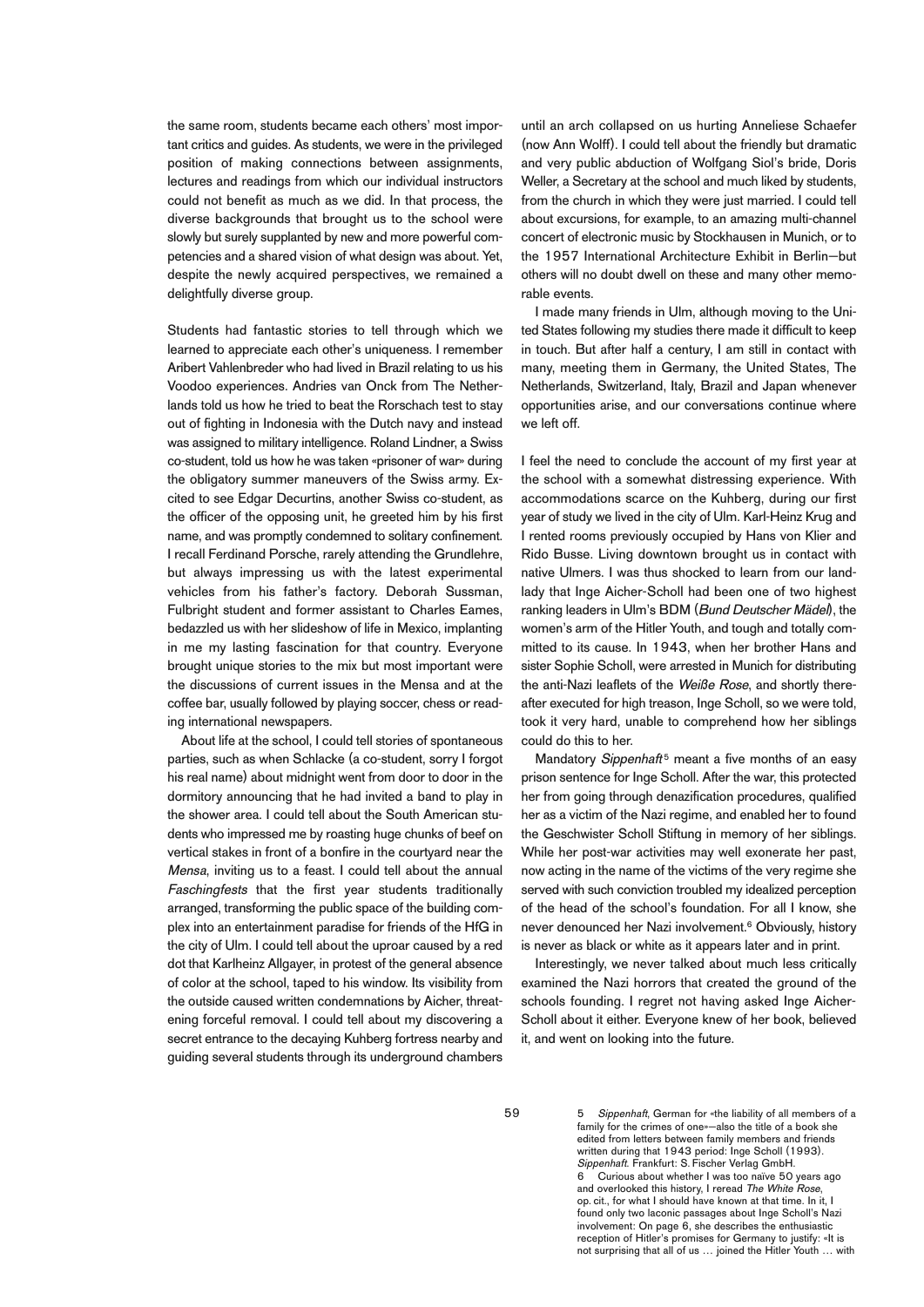the same room, students became each others' most important critics and guides. As students, we were in the privileged position of making connections between assignments, lectures and readings from which our individual instructors could not benefit as much as we did. In that process, the diverse backgrounds that brought us to the school were slowly but surely supplanted by new and more powerful competencies and a shared vision of what design was about. Yet, despite the newly acquired perspectives, we remained a delightfully diverse group.

Students had fantastic stories to tell through which we learned to appreciate each other's uniqueness. I remember Aribert Vahlenbreder who had lived in Brazil relating to us his Voodoo experiences. Andries van Onck from The Netherlands told us how he tried to beat the Rorschach test to stay out of fighting in Indonesia with the Dutch navy and instead was assigned to military intelligence. Roland Lindner, a Swiss co-student, told us how he was taken «prisoner of war» during the obligatory summer maneuvers of the Swiss army. Excited to see Edgar Decurtins, another Swiss co-student, as the officer of the opposing unit, he greeted him by his first name, and was promptly condemned to solitary confinement. I recall Ferdinand Porsche, rarely attending the Grundlehre, but always impressing us with the latest experimental vehicles from his father's factory. Deborah Sussman, Fulbright student and former assistant to Charles Eames, bedazzled us with her slideshow of life in Mexico, implanting in me my lasting fascination for that country. Everyone brought unique stories to the mix but most important were the discussions of current issues in the Mensa and at the coffee bar, usually followed by playing soccer, chess or reading international newspapers.

About life at the school, I could tell stories of spontaneous parties, such as when Schlacke (a co-student, sorry I forgot his real name) about midnight went from door to door in the dormitory announcing that he had invited a band to play in the shower area. I could tell about the South American students who impressed me by roasting huge chunks of beef on vertical stakes in front of a bonfire in the courtyard near the *Mensa*, inviting us to a feast. I could tell about the annual *Faschingfests* that the first year students traditionally arranged, transforming the public space of the building complex into an entertainment paradise for friends of the HfG in the city of Ulm. I could tell about the uproar caused by a red dot that Karlheinz Allgayer, in protest of the general absence of color at the school, taped to his window. Its visibility from the outside caused written condemnations by Aicher, threatening forceful removal. I could tell about my discovering a secret entrance to the decaying Kuhberg fortress nearby and guiding several students through its underground chambers until an arch collapsed on us hurting Anneliese Schaefer (now Ann Wolff). I could tell about the friendly but dramatic and very public abduction of Wolfgang Siol's bride, Doris Weller, a Secretary at the school and much liked by students, from the church in which they were just married. I could tell about excursions, for example, to an amazing multi-channel concert of electronic music by Stockhausen in Munich, or to the 1957 International Architecture Exhibit in Berlin—but others will no doubt dwell on these and many other memorable events.

I made many friends in Ulm, although moving to the United States following my studies there made it difficult to keep in touch. But after half a century, I am still in contact with many, meeting them in Germany, the United States, The Netherlands, Switzerland, Italy, Brazil and Japan whenever opportunities arise, and our conversations continue where we left off.

I feel the need to conclude the account of my first year at the school with a somewhat distressing experience. With accommodations scarce on the Kuhberg, during our first year of study we lived in the city of Ulm. Karl-Heinz Krug and I rented rooms previously occupied by Hans von Klier and Rido Busse. Living downtown brought us in contact with native Ulmers. I was thus shocked to learn from our landlady that Inge Aicher-Scholl had been one of two highest ranking leaders in Ulm's BDM (*Bund Deutscher Mädel*), the women's arm of the Hitler Youth, and tough and totally committed to its cause. In 1943, when her brother Hans and sister Sophie Scholl, were arrested in Munich for distributing the anti-Nazi leaflets of the *Weiße Rose*, and shortly thereafter executed for high treason, Inge Scholl, so we were told, took it very hard, unable to comprehend how her siblings could do this to her.

Mandatory *Sippenhaft*[5] meant a five months of an easy prison sentence for Inge Scholl. After the war, this protected her from going through denazification procedures, qualified her as a victim of the Nazi regime, and enabled her to found the Geschwister Scholl Stiftung in memory of her siblings. While her post-war activities may well exonerate her past, now acting in the name of the victims of the very regime she served with such conviction troubled my idealized perception of the head of the school's foundation. For all I know, she never denounced her Nazi involvement.[6] Obviously, history is never as black or white as it appears later and in print.

Interestingly, we never talked about much less critically examined the Nazi horrors that created the ground of the schools founding. I regret not having asked Inge Aicher-Scholl about it either. Everyone knew of her book, believed it, and went on looking into the future.

5 *Sippenhaft*, German for «the liability of all members of a family for the crimes of one»—also the title of a book she edited from letters between family members and friends written during that 1943 period: Inge Scholl (1993). *Sippenhaft*. Frankfurt: S. Fischer Verlag GmbH.

6 Curious about whether I was too naïve 50 years ago and overlooked this history, I reread *The White Rose*, op. cit., for what I should have known at that time. In it, I found only two laconic passages about Inge Scholl's Nazi involvement: On page 6, she describes the enthusiastic reception of Hitler's promises for Germany to justify: «It is not surprising that all of us … joined the Hitler Youth … with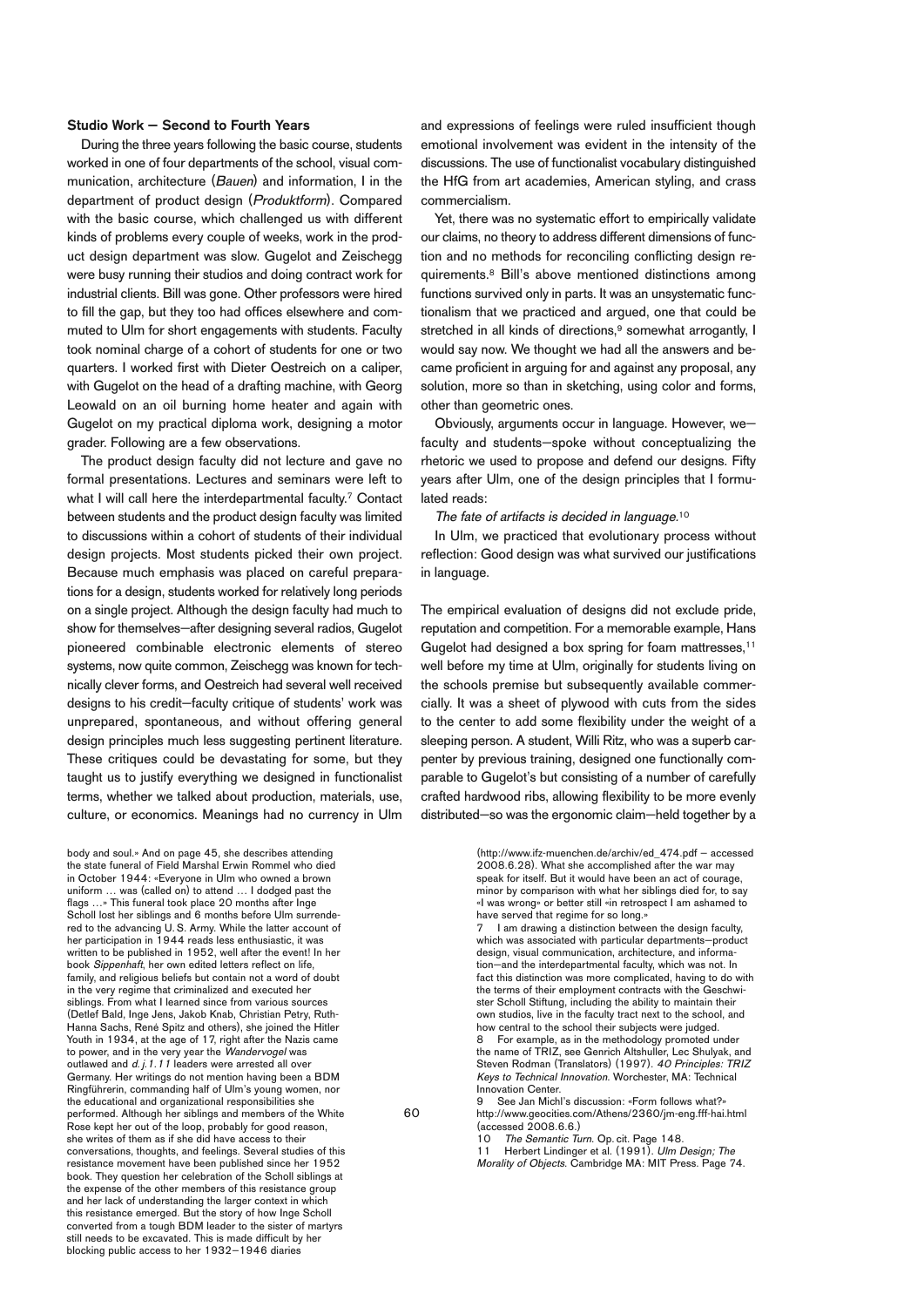## Studio Work — Second to Fourth Years

During the three years following the basic course, students worked in one of four departments of the school, visual communication, architecture (*Bauen*) and information, I in the department of product design (*Produktform*). Compared with the basic course, which challenged us with different kinds of problems every couple of weeks, work in the product design department was slow. Gugelot and Zeischegg were busy running their studios and doing contract work for industrial clients. Bill was gone. Other professors were hired to fill the gap, but they too had offices elsewhere and commuted to Ulm for short engagements with students. Faculty took nominal charge of a cohort of students for one or two quarters. I worked first with Dieter Oestreich on a caliper, with Gugelot on the head of a drafting machine, with Georg Leowald on an oil burning home heater and again with Gugelot on my practical diploma work, designing a motor grader. Following are a few observations.

The product design faculty did not lecture and gave no formal presentations. Lectures and seminars were left to what I will call here the interdepartmental faculty.[7] Contact between students and the product design faculty was limited to discussions within a cohort of students of their individual design projects. Most students picked their own project. Because much emphasis was placed on careful preparations for a design, students worked for relatively long periods on a single project. Although the design faculty had much to show for themselves—after designing several radios, Gugelot pioneered combinable electronic elements of stereo systems, now quite common, Zeischegg was known for technically clever forms, and Oestreich had several well received designs to his credit—faculty critique of students' work was unprepared, spontaneous, and without offering general design principles much less suggesting pertinent literature. These critiques could be devastating for some, but they taught us to justify everything we designed in functionalist terms, whether we talked about production, materials, use, culture, or economics. Meanings had no currency in Ulm and expressions of feelings were ruled insufficient though emotional involvement was evident in the intensity of the discussions. The use of functionalist vocabulary distinguished the HfG from art academies, American styling, and crass commercialism.

Yet, there was no systematic effort to empirically validate our claims, no theory to address different dimensions of function and no methods for reconciling conflicting design requirements.[8] Bill's above mentioned distinctions among functions survived only in parts. It was an unsystematic functionalism that we practiced and argued, one that could be stretched in all kinds of directions,[9] somewhat arrogantly, I would say now. We thought we had all the answers and became proficient in arguing for and against any proposal, any solution, more so than in sketching, using color and forms, other than geometric ones.

Obviously, arguments occur in language. However, we—faculty and students—spoke without conceptualizing the rhetoric we used to propose and defend our designs. Fifty years after Ulm, one of the design principles that I formulated reads:

*The fate of artifacts is decided in language.*[10]

In Ulm, we practiced that evolutionary process without reflection: Good design was what survived our justifications in language.

The empirical evaluation of designs did not exclude pride, reputation and competition. For a memorable example, Hans Gugelot had designed a box spring for foam mattresses,[11] well before my time at Ulm, originally for students living on the schools premise but subsequently available commercially. It was a sheet of plywood with cuts from the sides to the center to add some flexibility under the weight of a sleeping person. A student, Willi Ritz, who was a superb carpenter by previous training, designed one functionally comparable to Gugelot's but consisting of a number of carefully crafted hardwood ribs, allowing flexibility to be more evenly distributed—so was the ergonomic claim—held together by a

---

body and soul.» And on page 45, she describes attending the state funeral of Field Marshal Erwin Rommel who died in October 1944: «Everyone in Ulm who owned a brown uniform … was (called on) to attend … I dodged past the flags …» This funeral took place 20 months after Inge Scholl lost her siblings and 6 months before Ulm surrendered to the advancing U.S. Army. While the latter account of her participation in 1944 reads less enthusiastic, it was written to be published in 1952, well after the event! In her book *Sippenhaft*, her own edited letters reflect on life, family, and religious beliefs but contain not a word of doubt in the very regime that criminalized and executed her siblings. From what I learned since from various sources (Detlef Bald, Inge Jens, Jakob Knab, Christian Petry, Ruth-Hanna Sachs, René Spitz and others), she joined the Hitler Youth in 1934, at the age of 17, right after the Nazis came to power, and in the very year the *Wandervogel* was outlawed and *d.j.1.11* leaders were arrested all over Germany. Her writings do not mention having been a BDM Ringführerin, commanding half of Ulm's young women, nor the educational and organizational responsibilities she performed. Although her siblings and members of the White Rose kept her out of the loop, probably for good reason, she writes of them as if she did have access to their conversations, thoughts, and feelings. Several studies of this resistance movement have been published since her 1952 book. They question her celebration of the Scholl siblings at the expense of the other members of this resistance group and her lack of understanding the larger context in which this resistance emerged. But the story of how Inge Scholl converted from a tough BDM leader to the sister of martyrs still needs to be excavated. This is made difficult by her blocking public access to her 1932–1946 diaries (http://www.ifz-muenchen.de/archiv/ed_474.pdf – accessed 2008.6.28). What she accomplished after the war may speak for itself. But it would have been an act of courage, minor by comparison with what her siblings died for, to say «I was wrong» or better still «in retrospect I am ashamed to have served that regime for so long.»

7 I am drawing a distinction between the design faculty, which was associated with particular departments—product design, visual communication, architecture, and information—and the interdepartmental faculty, which was not. In fact this distinction was more complicated, having to do with the terms of their employment contracts with the Geschwister Scholl Stiftung, including the ability to maintain their own studios, live in the faculty tract next to the school, and how central to the school their subjects were judged.

8 For example, as in the methodology promoted under the name of TRIZ, see Genrich Altshuller, Lec Shulyak, and Steven Rodman (Translators) (1997). *40 Principles: TRIZ Keys to Technical Innovation*. Worchester, MA: Technical Innovation Center.

9 See Jan Michl's discussion: «Form follows what?» http://www.geocities.com/Athens/2360/jm-eng.fff-hai.html (accessed 2008.6.6.)

10 *The Semantic Turn*. Op. cit. Page 148.

11 Herbert Lindinger et al. (1991). *Ulm Design; The Morality of Objects*. Cambridge MA: MIT Press. Page 74.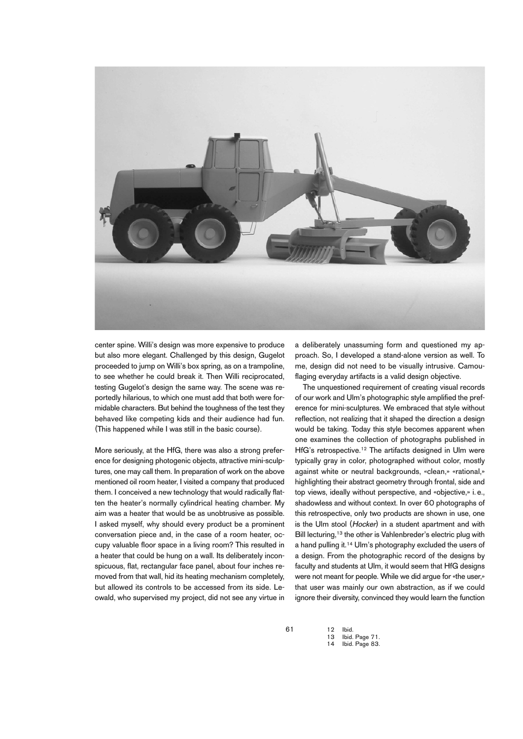center spine. Willi's design was more expensive to produce but also more elegant. Challenged by this design, Gugelot proceeded to jump on Willi's box spring, as on a trampoline, to see whether he could break it. Then Willi reciprocated, testing Gugelot's design the same way. The scene was reportedly hilarious, to which one must add that both were formidable characters. But behind the toughness of the test they behaved like competing kids and their audience had fun. (This happened while I was still in the basic course).

More seriously, at the HfG, there was also a strong preference for designing photogenic objects, attractive mini-sculptures, one may call them. In preparation of work on the above mentioned oil room heater, I visited a company that produced them. I conceived a new technology that would radically flatten the heater's normally cylindrical heating chamber. My aim was a heater that would be as unobtrusive as possible. I asked myself, why should every product be a prominent conversation piece and, in the case of a room heater, occupy valuable floor space in a living room? This resulted in a heater that could be hung on a wall. Its deliberately inconspicuous, flat, rectangular face panel, about four inches removed from that wall, hid its heating mechanism completely, but allowed its controls to be accessed from its side. Leowald, who supervised my project, did not see any virtue in a deliberately unassuming form and questioned my approach. So, I developed a stand-alone version as well. To me, design did not need to be visually intrusive. Camouflaging everyday artifacts is a valid design objective.

The unquestioned requirement of creating visual records of our work and Ulm's photographic style amplified the preference for mini-sculptures. We embraced that style without reflection, not realizing that it shaped the direction a design would be taking. Today this style becomes apparent when one examines the collection of photographs published in HfG's retrospective.[12] The artifacts designed in Ulm were typically gray in color, photographed without color, mostly against white or neutral backgrounds, «clean,» «rational,» highlighting their abstract geometry through frontal, side and top views, ideally without perspective, and «objective,» i. e., shadowless and without context. In over 60 photographs of this retrospective, only two products are shown in use, one is the Ulm stool (*Hocker*) in a student apartment and with Bill lecturing,[13] the other is Vahlenbreder's electric plug with a hand pulling it.[14] Ulm's photography excluded the users of a design. From the photographic record of the designs by faculty and students at Ulm, it would seem that HfG designs were not meant for people. While we did argue for «the user,» that user was mainly our own abstraction, as if we could ignore their diversity, convinced they would learn the function

12 Ibid.
13 Ibid. Page 71.
14 Ibid. Page 83.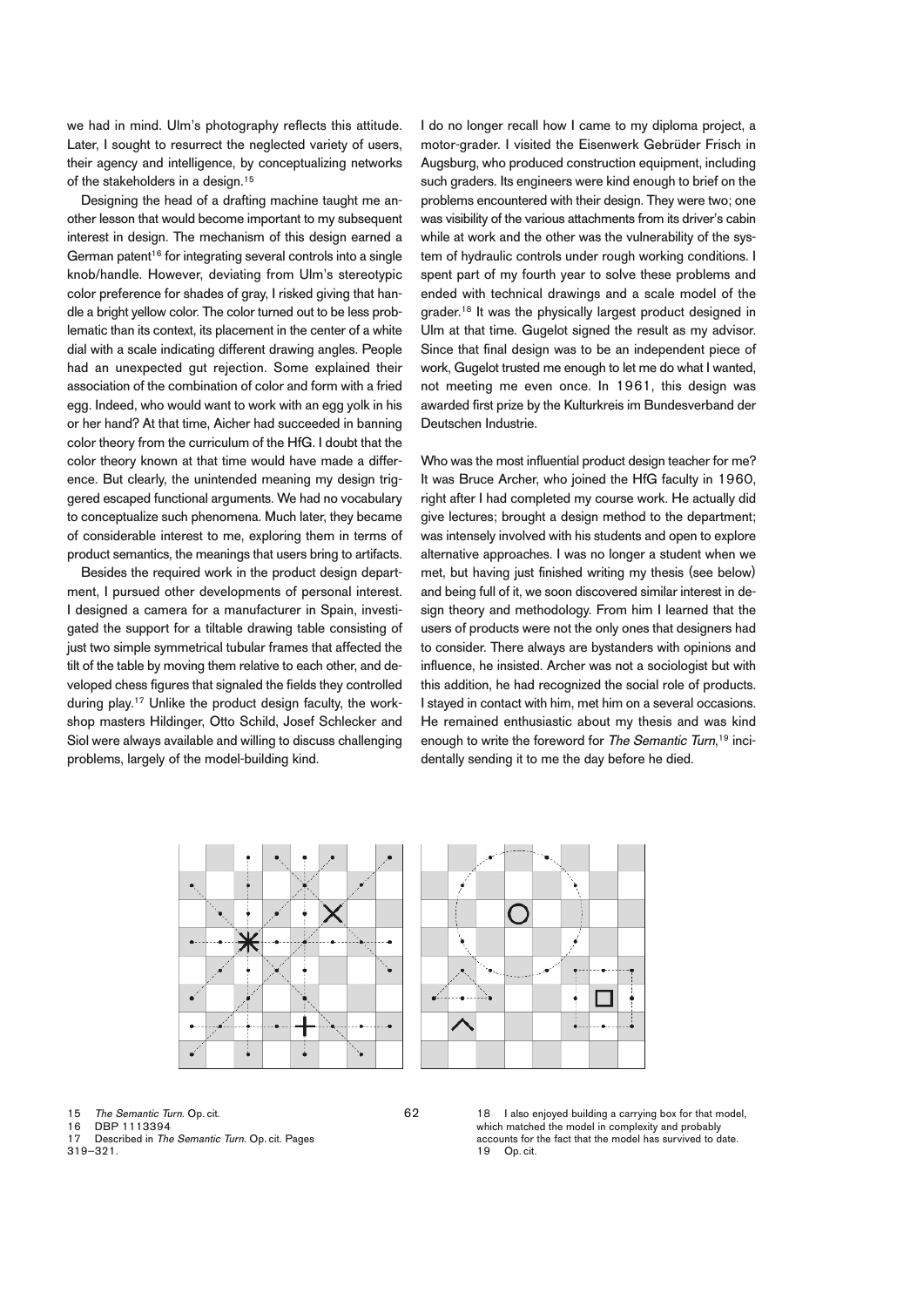we had in mind. Ulm's photography reflects this attitude. Later, I sought to resurrect the neglected variety of users, their agency and intelligence, by conceptualizing networks of the stakeholders in a design.[15]

Designing the head of a drafting machine taught me another lesson that would become important to my subsequent interest in design. The mechanism of this design earned a German patent[16] for integrating several controls into a single knob/handle. However, deviating from Ulm's stereotypic color preference for shades of gray, I risked giving that handle a bright yellow color. The color turned out to be less problematic than its context, its placement in the center of a white dial with a scale indicating different drawing angles. People had an unexpected gut rejection. Some explained their association of the combination of color and form with a fried egg. Indeed, who would want to work with an egg yolk in his or her hand? At that time, Aicher had succeeded in banning color theory from the curriculum of the HfG. I doubt that the color theory known at that time would have made a difference. But clearly, the unintended meaning my design triggered escaped functional arguments. We had no vocabulary to conceptualize such phenomena. Much later, they became of considerable interest to me, exploring them in terms of product semantics, the meanings that users bring to artifacts.

Besides the required work in the product design department, I pursued other developments of personal interest. I designed a camera for a manufacturer in Spain, investigated the support for a tiltable drawing table consisting of just two simple symmetrical tubular frames that affected the tilt of the table by moving them relative to each other, and developed chess figures that signaled the fields they controlled during play.[17] Unlike the product design faculty, the workshop masters Hildinger, Otto Schild, Josef Schlecker and Siol were always available and willing to discuss challenging problems, largely of the model-building kind.

I do no longer recall how I came to my diploma project, a motor-grader. I visited the Eisenwerk Gebrüder Frisch in Augsburg, who produced construction equipment, including such graders. Its engineers were kind enough to brief on the problems encountered with their design. They were two; one was visibility of the various attachments from its driver's cabin while at work and the other was the vulnerability of the system of hydraulic controls under rough working conditions. I spent part of my fourth year to solve these problems and ended with technical drawings and a scale model of the grader.[18] It was the physically largest product designed in Ulm at that time. Gugelot signed the result as my advisor. Since that final design was to be an independent piece of work, Gugelot trusted me enough to let me do what I wanted, not meeting me even once. In 1961, this design was awarded first prize by the Kulturkreis im Bundesverband der Deutschen Industrie.

Who was the most influential product design teacher for me? It was Bruce Archer, who joined the HfG faculty in 1960, right after I had completed my course work. He actually did give lectures; brought a design method to the department; was intensely involved with his students and open to explore alternative approaches. I was no longer a student when we met, but having just finished writing my thesis (see below) and being full of it, we soon discovered similar interest in design theory and methodology. From him I learned that the users of products were not the only ones that designers had to consider. There always are bystanders with opinions and influence, he insisted. Archer was not a sociologist but with this addition, he had recognized the social role of products. I stayed in contact with him, met him on a several occasions. He remained enthusiastic about my thesis and was kind enough to write the foreword for *The Semantic Turn*,[19] incidentally sending it to me the day before he died.

15 *The Semantic Turn*. Op. cit.
16 DBP 1113394
17 Described in *The Semantic Turn*. Op. cit. Pages 319–321.
18 I also enjoyed building a carrying box for that model, which matched the model in complexity and probably accounts for the fact that the model has survived to date.
19 Op. cit.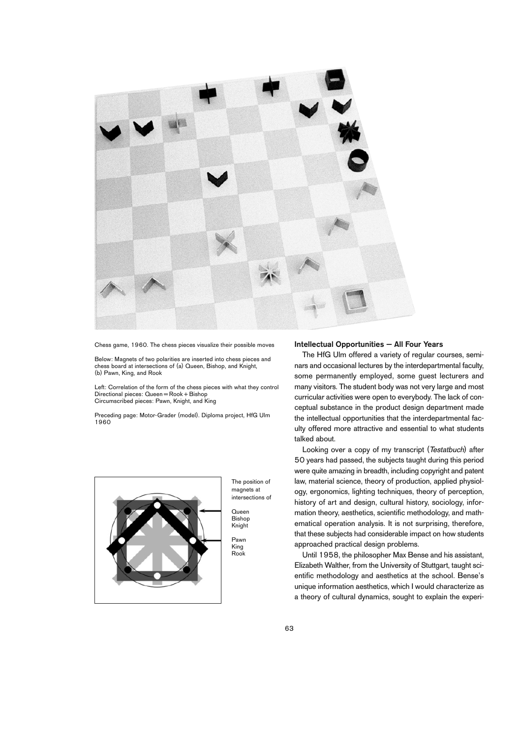Chess game, 1960. The chess pieces visualize their possible moves

Below: Magnets of two polarities are inserted into chess pieces and chess board at intersections of (a) Queen, Bishop, and Knight, (b) Pawn, King, and Rook

Left: Correlation of the form of the chess pieces with what they control
Directional pieces: Queen = Rook + Bishop
Circumscribed pieces: Pawn, Knight, and King

Preceding page: Motor-Grader (model). Diploma project, HfG Ulm 1960

The position of magnets at intersections of

Queen
Bishop
Knight

Pawn
King
Rook

**Intellectual Opportunities — All Four Years**

The HfG Ulm offered a variety of regular courses, seminars and occasional lectures by the interdepartmental faculty, some permanently employed, some guest lecturers and many visitors. The student body was not very large and most curricular activities were open to everybody. The lack of conceptual substance in the product design department made the intellectual opportunities that the interdepartmental faculty offered more attractive and essential to what students talked about.

Looking over a copy of my transcript (*Testatbuch*) after 50 years had passed, the subjects taught during this period were quite amazing in breadth, including copyright and patent law, material science, theory of production, applied physiology, ergonomics, lighting techniques, theory of perception, history of art and design, cultural history, sociology, information theory, aesthetics, scientific methodology, and mathematical operation analysis. It is not surprising, therefore, that these subjects had considerable impact on how students approached practical design problems.

Until 1958, the philosopher Max Bense and his assistant, Elizabeth Walther, from the University of Stuttgart, taught scientific methodology and aesthetics at the school. Bense's unique information aesthetics, which I would characterize as a theory of cultural dynamics, sought to explain the experi-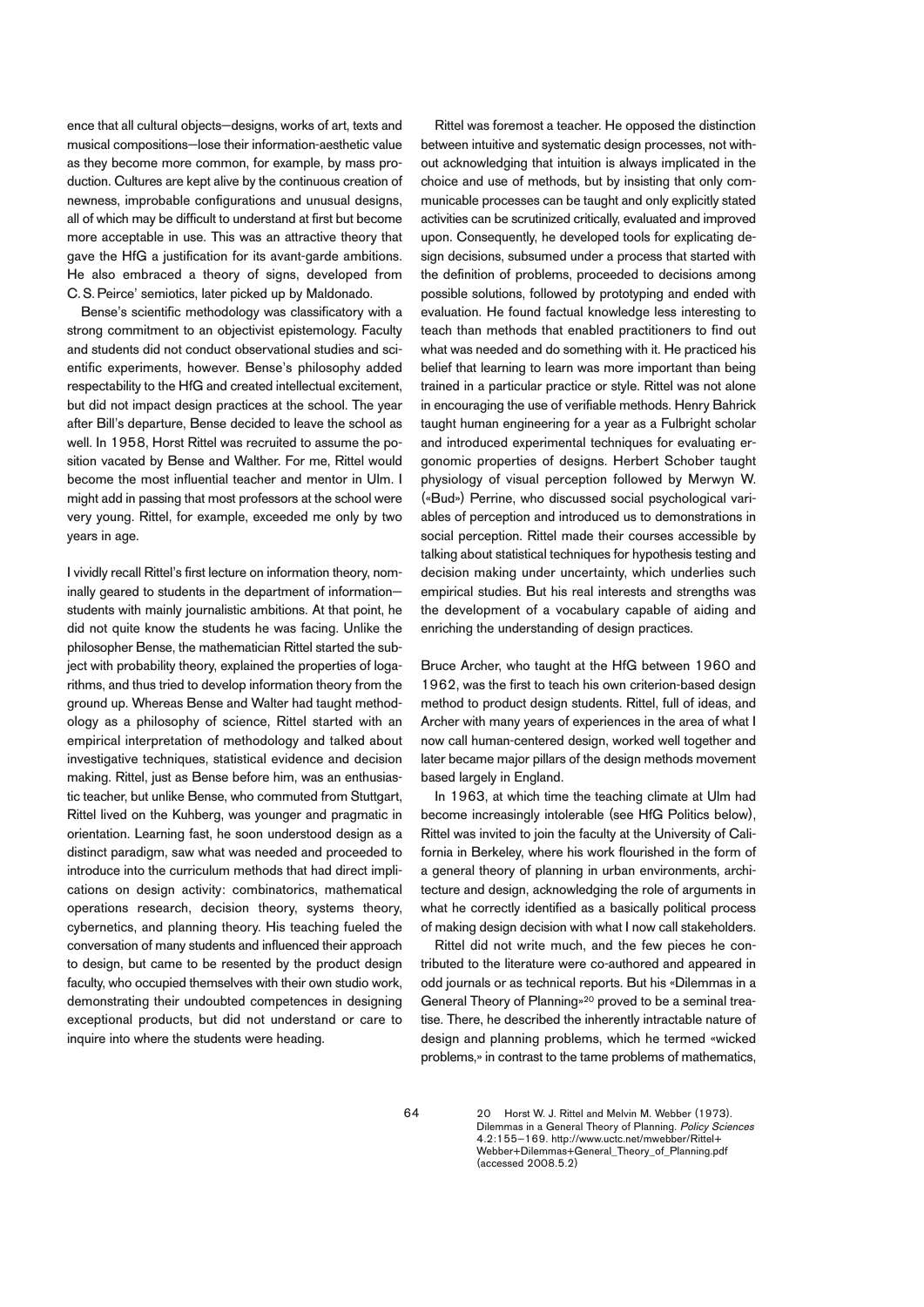ence that all cultural objects—designs, works of art, texts and musical compositions—lose their information-aesthetic value as they become more common, for example, by mass production. Cultures are kept alive by the continuous creation of newness, improbable configurations and unusual designs, all of which may be difficult to understand at first but become more acceptable in use. This was an attractive theory that gave the HfG a justification for its avant-garde ambitions. He also embraced a theory of signs, developed from C. S. Peirce' semiotics, later picked up by Maldonado.

Bense's scientific methodology was classificatory with a strong commitment to an objectivist epistemology. Faculty and students did not conduct observational studies and scientific experiments, however. Bense's philosophy added respectability to the HfG and created intellectual excitement, but did not impact design practices at the school. The year after Bill's departure, Bense decided to leave the school as well. In 1958, Horst Rittel was recruited to assume the position vacated by Bense and Walther. For me, Rittel would become the most influential teacher and mentor in Ulm. I might add in passing that most professors at the school were very young. Rittel, for example, exceeded me only by two years in age.

I vividly recall Rittel's first lecture on information theory, nominally geared to students in the department of information—students with mainly journalistic ambitions. At that point, he did not quite know the students he was facing. Unlike the philosopher Bense, the mathematician Rittel started the subject with probability theory, explained the properties of logarithms, and thus tried to develop information theory from the ground up. Whereas Bense and Walter had taught methodology as a philosophy of science, Rittel started with an empirical interpretation of methodology and talked about investigative techniques, statistical evidence and decision making. Rittel, just as Bense before him, was an enthusiastic teacher, but unlike Bense, who commuted from Stuttgart, Rittel lived on the Kuhberg, was younger and pragmatic in orientation. Learning fast, he soon understood design as a distinct paradigm, saw what was needed and proceeded to introduce into the curriculum methods that had direct implications on design activity: combinatorics, mathematical operations research, decision theory, systems theory, cybernetics, and planning theory. His teaching fueled the conversation of many students and influenced their approach to design, but came to be resented by the product design faculty, who occupied themselves with their own studio work, demonstrating their undoubted competences in designing exceptional products, but did not understand or care to inquire into where the students were heading.

Rittel was foremost a teacher. He opposed the distinction between intuitive and systematic design processes, not without acknowledging that intuition is always implicated in the choice and use of methods, but by insisting that only communicable processes can be taught and only explicitly stated activities can be scrutinized critically, evaluated and improved upon. Consequently, he developed tools for explicating design decisions, subsumed under a process that started with the definition of problems, proceeded to decisions among possible solutions, followed by prototyping and ended with evaluation. He found factual knowledge less interesting to teach than methods that enabled practitioners to find out what was needed and do something with it. He practiced his belief that learning to learn was more important than being trained in a particular practice or style. Rittel was not alone in encouraging the use of verifiable methods. Henry Bahrick taught human engineering for a year as a Fulbright scholar and introduced experimental techniques for evaluating ergonomic properties of designs. Herbert Schober taught physiology of visual perception followed by Merwyn W. («Bud») Perrine, who discussed social psychological variables of perception and introduced us to demonstrations in social perception. Rittel made their courses accessible by talking about statistical techniques for hypothesis testing and decision making under uncertainty, which underlies such empirical studies. But his real interests and strengths was the development of a vocabulary capable of aiding and enriching the understanding of design practices.

Bruce Archer, who taught at the HfG between 1960 and 1962, was the first to teach his own criterion-based design method to product design students. Rittel, full of ideas, and Archer with many years of experiences in the area of what I now call human-centered design, worked well together and later became major pillars of the design methods movement based largely in England.

In 1963, at which time the teaching climate at Ulm had become increasingly intolerable (see HfG Politics below), Rittel was invited to join the faculty at the University of California in Berkeley, where his work flourished in the form of a general theory of planning in urban environments, architecture and design, acknowledging the role of arguments in what he correctly identified as a basically political process of making design decision with what I now call stakeholders.

Rittel did not write much, and the few pieces he contributed to the literature were co-authored and appeared in odd journals or as technical reports. But his «Dilemmas in a General Theory of Planning»[20] proved to be a seminal treatise. There, he described the inherently intractable nature of design and planning problems, which he termed «wicked problems,» in contrast to the tame problems of mathematics,

20 Horst W. J. Rittel and Melvin M. Webber (1973). Dilemmas in a General Theory of Planning. *Policy Sciences* 4.2:155–169. http://www.uctc.net/mwebber/Rittel+Webber+Dilemmas+General_Theory_of_Planning.pdf (accessed 2008.5.2)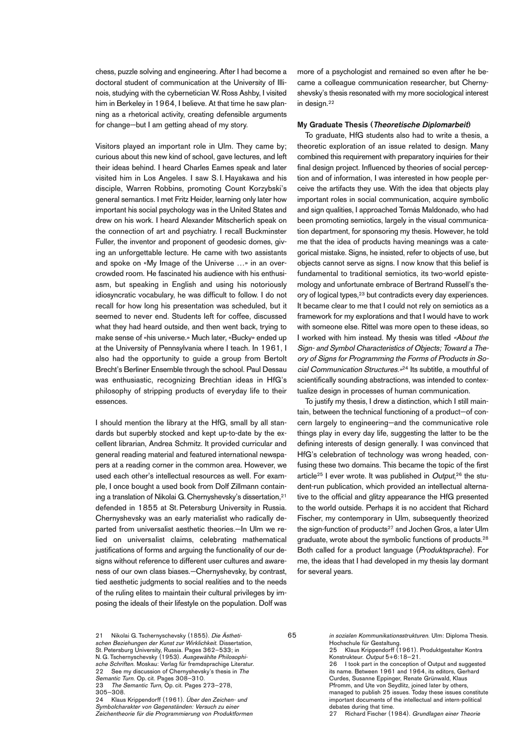chess, puzzle solving and engineering. After I had become a doctoral student of communication at the University of Illinois, studying with the cybernetician W. Ross Ashby, I visited him in Berkeley in 1964, I believe. At that time he saw planning as a rhetorical activity, creating defensible arguments for change—but I am getting ahead of my story.

Visitors played an important role in Ulm. They came by; curious about this new kind of school, gave lectures, and left their ideas behind. I heard Charles Eames speak and later visited him in Los Angeles. I saw S. I. Hayakawa and his disciple, Warren Robbins, promoting Count Korzybski's general semantics. I met Fritz Heider, learning only later how important his social psychology was in the United States and drew on his work. I heard Alexander Mitscherlich speak on the connection of art and psychiatry. I recall Buckminster Fuller, the inventor and proponent of geodesic domes, giving an unforgettable lecture. He came with two assistants and spoke on «My Image of the Universe …» in an overcrowded room. He fascinated his audience with his enthusiasm, but speaking in English and using his notoriously idiosyncratic vocabulary, he was difficult to follow. I do not recall for how long his presentation was scheduled, but it seemed to never end. Students left for coffee, discussed what they had heard outside, and then went back, trying to make sense of «his universe.» Much later, «Bucky» ended up at the University of Pennsylvania where I teach. In 1961, I also had the opportunity to guide a group from Bertolt Brecht's Berliner Ensemble through the school. Paul Dessau was enthusiastic, recognizing Brechtian ideas in HfG's philosophy of stripping products of everyday life to their essences.

I should mention the library at the HfG, small by all standards but superbly stocked and kept up-to-date by the excellent librarian, Andrea Schmitz. It provided curricular and general reading material and featured international newspapers at a reading corner in the common area. However, we used each other's intellectual resources as well. For example, I once bought a used book from Dolf Zillmann containing a translation of Nikolai G. Chernyshevsky's dissertation,[21] defended in 1855 at St. Petersburg University in Russia. Chernyshevsky was an early materialist who radically departed from universalist aesthetic theories.—In Ulm we relied on universalist claims, celebrating mathematical justifications of forms and arguing the functionality of our designs without reference to different user cultures and awareness of our own class biases.—Chernyshevsky, by contrast, tied aesthetic judgments to social realities and to the needs of the ruling elites to maintain their cultural privileges by imposing the ideals of their lifestyle on the population. Dolf was more of a psychologist and remained so even after he became a colleague communication researcher, but Chernyshevsky's thesis resonated with my more sociological interest in design.[22]

### My Graduate Thesis (*Theoretische Diplomarbeit*)

To graduate, HfG students also had to write a thesis, a theoretic exploration of an issue related to design. Many combined this requirement with preparatory inquiries for their final design project. Influenced by theories of social perception and of information, I was interested in how people perceive the artifacts they use. With the idea that objects play important roles in social communication, acquire symbolic and sign qualities, I approached Tomás Maldonado, who had been promoting semiotics, largely in the visual communication department, for sponsoring my thesis. However, he told me that the idea of products having meanings was a categorical mistake. Signs, he insisted, refer to objects of use, but objects cannot serve as signs. I now know that this belief is fundamental to traditional semiotics, its two-world epistemology and unfortunate embrace of Bertrand Russell's theory of logical types,[23] but contradicts every day experiences. It became clear to me that I could not rely on semiotics as a framework for my explorations and that I would have to work with someone else. Rittel was more open to these ideas, so I worked with him instead. My thesis was titled *«About the Sign- and Symbol Characteristics of Objects; Toward a Theory of Signs for Programming the Forms of Products in Social Communication Structures.»*[24] Its subtitle, a mouthful of scientifically sounding abstractions, was intended to contextualize design in processes of human communication.

To justify my thesis, I drew a distinction, which I still maintain, between the technical functioning of a product—of concern largely to engineering—and the communicative role things play in every day life, suggesting the latter to be the defining interests of design generally. I was convinced that HfG's celebration of technology was wrong headed, confusing these two domains. This became the topic of the first article[25] I ever wrote. It was published in *Output*,[26] the student-run publication, which provided an intellectual alternative to the official and glitzy appearance the HfG presented to the world outside. Perhaps it is no accident that Richard Fischer, my contemporary in Ulm, subsequently theorized the sign-function of products[27] and Jochen Gros, a later Ulm graduate, wrote about the symbolic functions of products.[28] Both called for a product language (*Produktsprache*). For me, the ideas that I had developed in my thesis lay dormant for several years.

---

21 Nikolai G. Tschernyschevsky (1855). *Die Ästhetischen Beziehungen der Kunst zur Wirklichkeit.* Dissertation, St. Petersburg University, Russia. Pages 362–533; in N. G. Tschernyschevsky (1953). *Ausgewählte Philosophische Schriften.* Moskau: Verlag für fremdsprachige Literatur.

22 See my discussion of Chernyshevsky's thesis in *The Semantic Turn.* Op. cit. Pages 308–310.

23 *The Semantic Turn*, Op. cit. Pages 273–278, 305–308.

24 Klaus Krippendorff (1961). *Über den Zeichen- und Symbolcharakter von Gegenständen: Versuch zu einer Zeichentheorie für die Programmierung von Produktformen in sozialen Kommunikationsstrukturen.* Ulm: Diploma Thesis. Hochschule für Gestaltung.

25 Klaus Krippendorff (1961). Produktgestalter Kontra Konstrukteur. *Output* 5+6:18–21.

26 I took part in the conception of Output and suggested its name. Between 1961 and 1964, its editors, Gerhard Curdes, Susanne Eppinger, Renate Grünwald, Klaus Pfromm, and Ute von Seydlitz, joined later by others, managed to publish 25 issues. Today these issues constitute important documents of the intellectual and intern-political debates during that time.

27 Richard Fischer (1984). *Grundlagen einer Theorie*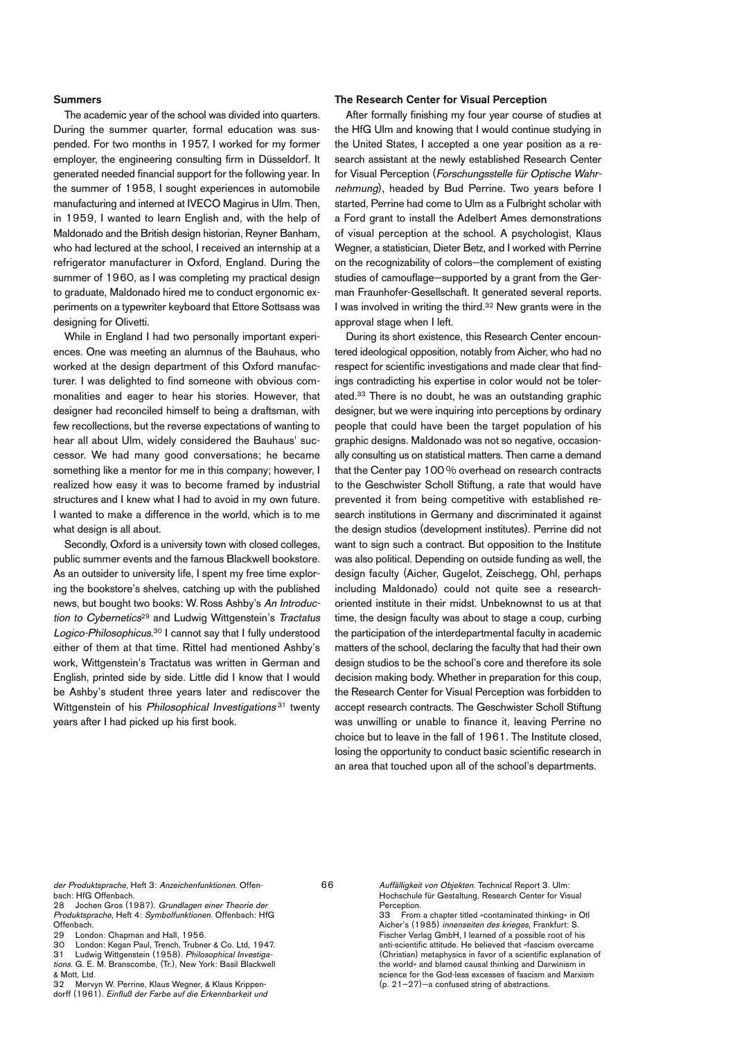### Summers

The academic year of the school was divided into quarters. During the summer quarter, formal education was suspended. For two months in 1957, I worked for my former employer, the engineering consulting firm in Düsseldorf. It generated needed financial support for the following year. In the summer of 1958, I sought experiences in automobile manufacturing and interned at IVECO Magirus in Ulm. Then, in 1959, I wanted to learn English and, with the help of Maldonado and the British design historian, Reyner Banham, who had lectured at the school, I received an internship at a refrigerator manufacturer in Oxford, England. During the summer of 1960, as I was completing my practical design to graduate, Maldonado hired me to conduct ergonomic experiments on a typewriter keyboard that Ettore Sottsass was designing for Olivetti.

While in England I had two personally important experiences. One was meeting an alumnus of the Bauhaus, who worked at the design department of this Oxford manufacturer. I was delighted to find someone with obvious commonalities and eager to hear his stories. However, that designer had reconciled himself to being a draftsman, with few recollections, but the reverse expectations of wanting to hear all about Ulm, widely considered the Bauhaus' successor. We had many good conversations; he became something like a mentor for me in this company; however, I realized how easy it was to become framed by industrial structures and I knew what I had to avoid in my own future. I wanted to make a difference in the world, which is to me what design is all about.

Secondly, Oxford is a university town with closed colleges, public summer events and the famous Blackwell bookstore. As an outsider to university life, I spent my free time exploring the bookstore's shelves, catching up with the published news, but bought two books: W. Ross Ashby's *An Introduction to Cybernetics*[29] and Ludwig Wittgenstein's *Tractatus Logico-Philosophicus*.[30] I cannot say that I fully understood either of them at that time. Rittel had mentioned Ashby's work, Wittgenstein's Tractatus was written in German and English, printed side by side. Little did I know that I would be Ashby's student three years later and rediscover the Wittgenstein of his *Philosophical Investigations*[31] twenty years after I had picked up his first book.

### The Research Center for Visual Perception

After formally finishing my four year course of studies at the HfG Ulm and knowing that I would continue studying in the United States, I accepted a one year position as a research assistant at the newly established Research Center for Visual Perception (*Forschungsstelle für Optische Wahrnehmung*), headed by Bud Perrine. Two years before I started, Perrine had come to Ulm as a Fulbright scholar with a Ford grant to install the Adelbert Ames demonstrations of visual perception at the school. A psychologist, Klaus Wegner, a statistician, Dieter Betz, and I worked with Perrine on the recognizability of colors—the complement of existing studies of camouflage—supported by a grant from the German Fraunhofer-Gesellschaft. It generated several reports. I was involved in writing the third.[32] New grants were in the approval stage when I left.

During its short existence, this Research Center encountered ideological opposition, notably from Aicher, who had no respect for scientific investigations and made clear that findings contradicting his expertise in color would not be tolerated.[33] There is no doubt, he was an outstanding graphic designer, but we were inquiring into perceptions by ordinary people that could have been the target population of his graphic designs. Maldonado was not so negative, occasionally consulting us on statistical matters. Then came a demand that the Center pay 100% overhead on research contracts to the Geschwister Scholl Stiftung, a rate that would have prevented it from being competitive with established research institutions in Germany and discriminated it against the design studios (development institutes). Perrine did not want to sign such a contract. But opposition to the Institute was also political. Depending on outside funding as well, the design faculty (Aicher, Gugelot, Zeischegg, Ohl, perhaps including Maldonado) could not quite see a research-oriented institute in their midst. Unbeknownst to us at that time, the design faculty was about to stage a coup, curbing the participation of the interdepartmental faculty in academic matters of the school, declaring the faculty that had their own design studios to be the school's core and therefore its sole decision making body. Whether in preparation for this coup, the Research Center for Visual Perception was forbidden to accept research contracts. The Geschwister Scholl Stiftung was unwilling or unable to finance it, leaving Perrine no choice but to leave in the fall of 1961. The Institute closed, losing the opportunity to conduct basic scientific research in an area that touched upon all of the school's departments.

---

*der Produktsprache*, Heft 3: *Anzeichenfunktionen*. Offenbach: HfG Offenbach.

28 Jochen Gros (1987). *Grundlagen einer Theorie der Produktsprache*, Heft 4: *Symbolfunktionen*. Offenbach: HfG Offenbach.

29 London: Chapman and Hall, 1956.

30 London: Kegan Paul, Trench, Trubner & Co. Ltd, 1947.

31 Ludwig Wittgenstein (1958). *Philosophical Investigations*. G. E. M. Branscombe, (Tr.), New York: Basil Blackwell & Mott, Ltd.

32 Mervyn W. Perrine, Klaus Wegner, & Klaus Krippendorff (1961). *Einfluß der Farbe auf die Erkennbarkeit und Auffälligkeit von Objekten*. Technical Report 3. Ulm: Hochschule für Gestaltung, Research Center for Visual Perception.

33 From a chapter titled «contaminated thinking» in Otl Aicher's (1985) *innenseiten des krieges*, Frankfurt: S. Fischer Verlag GmbH, I learned of a possible root of his anti-scientific attitude. He believed that «fascism overcame (Christian) metaphysics in favor of a scientific explanation of the world» and blamed causal thinking and Darwinism in science for the God-less excesses of fascism and Marxism (p. 21–27)—a confused string of abstractions.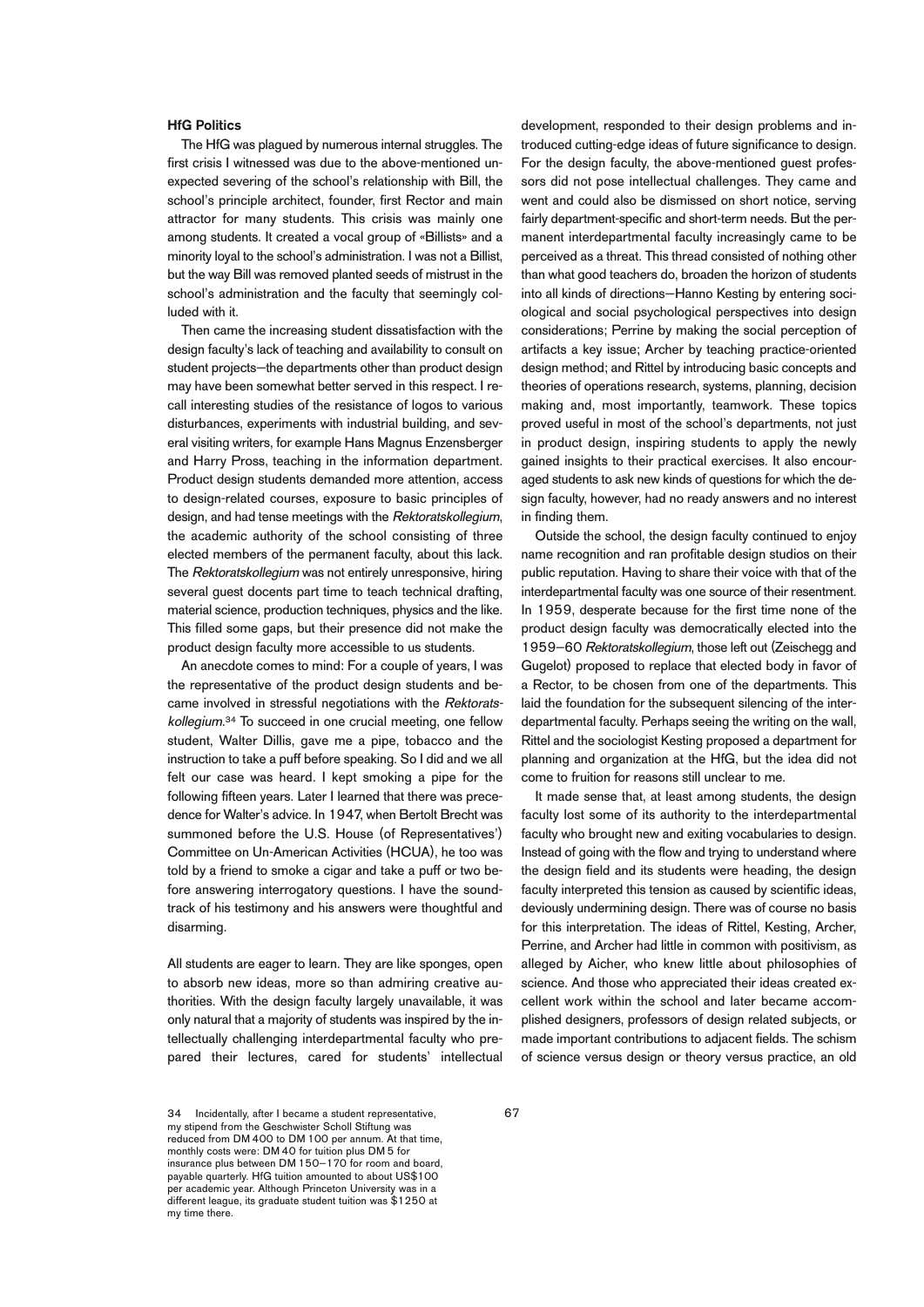### HfG Politics

The HfG was plagued by numerous internal struggles. The first crisis I witnessed was due to the above-mentioned unexpected severing of the school's relationship with Bill, the school's principle architect, founder, first Rector and main attractor for many students. This crisis was mainly one among students. It created a vocal group of «Billists» and a minority loyal to the school's administration. I was not a Billist, but the way Bill was removed planted seeds of mistrust in the school's administration and the faculty that seemingly colluded with it.

Then came the increasing student dissatisfaction with the design faculty's lack of teaching and availability to consult on student projects—the departments other than product design may have been somewhat better served in this respect. I recall interesting studies of the resistance of logos to various disturbances, experiments with industrial building, and several visiting writers, for example Hans Magnus Enzensberger and Harry Pross, teaching in the information department. Product design students demanded more attention, access to design-related courses, exposure to basic principles of design, and had tense meetings with the *Rektoratskollegium*, the academic authority of the school consisting of three elected members of the permanent faculty, about this lack. The *Rektoratskollegium* was not entirely unresponsive, hiring several guest docents part time to teach technical drafting, material science, production techniques, physics and the like. This filled some gaps, but their presence did not make the product design faculty more accessible to us students.

An anecdote comes to mind: For a couple of years, I was the representative of the product design students and became involved in stressful negotiations with the *Rektoratskollegium*.[34] To succeed in one crucial meeting, one fellow student, Walter Dillis, gave me a pipe, tobacco and the instruction to take a puff before speaking. So I did and we all felt our case was heard. I kept smoking a pipe for the following fifteen years. Later I learned that there was precedence for Walter's advice. In 1947, when Bertolt Brecht was summoned before the U.S. House (of Representatives') Committee on Un-American Activities (HCUA), he too was told by a friend to smoke a cigar and take a puff or two before answering interrogatory questions. I have the soundtrack of his testimony and his answers were thoughtful and disarming.

All students are eager to learn. They are like sponges, open to absorb new ideas, more so than admiring creative authorities. With the design faculty largely unavailable, it was only natural that a majority of students was inspired by the intellectually challenging interdepartmental faculty who prepared their lectures, cared for students' intellectual development, responded to their design problems and introduced cutting-edge ideas of future significance to design. For the design faculty, the above-mentioned guest professors did not pose intellectual challenges. They came and went and could also be dismissed on short notice, serving fairly department-specific and short-term needs. But the permanent interdepartmental faculty increasingly came to be perceived as a threat. This thread consisted of nothing other than what good teachers do, broaden the horizon of students into all kinds of directions—Hanno Kesting by entering sociological and social psychological perspectives into design considerations; Perrine by making the social perception of artifacts a key issue; Archer by teaching practice-oriented design method; and Rittel by introducing basic concepts and theories of operations research, systems, planning, decision making and, most importantly, teamwork. These topics proved useful in most of the school's departments, not just in product design, inspiring students to apply the newly gained insights to their practical exercises. It also encouraged students to ask new kinds of questions for which the design faculty, however, had no ready answers and no interest in finding them.

Outside the school, the design faculty continued to enjoy name recognition and ran profitable design studios on their public reputation. Having to share their voice with that of the interdepartmental faculty was one source of their resentment. In 1959, desperate because for the first time none of the product design faculty was democratically elected into the 1959–60 *Rektoratskollegium*, those left out (Zeischegg and Gugelot) proposed to replace that elected body in favor of a Rector, to be chosen from one of the departments. This laid the foundation for the subsequent silencing of the interdepartmental faculty. Perhaps seeing the writing on the wall, Rittel and the sociologist Kesting proposed a department for planning and organization at the HfG, but the idea did not come to fruition for reasons still unclear to me.

It made sense that, at least among students, the design faculty lost some of its authority to the interdepartmental faculty who brought new and exiting vocabularies to design. Instead of going with the flow and trying to understand where the design field and its students were heading, the design faculty interpreted this tension as caused by scientific ideas, deviously undermining design. There was of course no basis for this interpretation. The ideas of Rittel, Kesting, Archer, Perrine, and Archer had little in common with positivism, as alleged by Aicher, who knew little about philosophies of science. And those who appreciated their ideas created excellent work within the school and later became accomplished designers, professors of design related subjects, or made important contributions to adjacent fields. The schism of science versus design or theory versus practice, an old

---

34 Incidentally, after I became a student representative, my stipend from the Geschwister Scholl Stiftung was reduced from DM 400 to DM 100 per annum. At that time, monthly costs were: DM 40 for tuition plus DM 5 for insurance plus between DM 150–170 for room and board, payable quarterly. HfG tuition amounted to about US$100 per academic year. Although Princeton University was in a different league, its graduate student tuition was $1250 at my time there.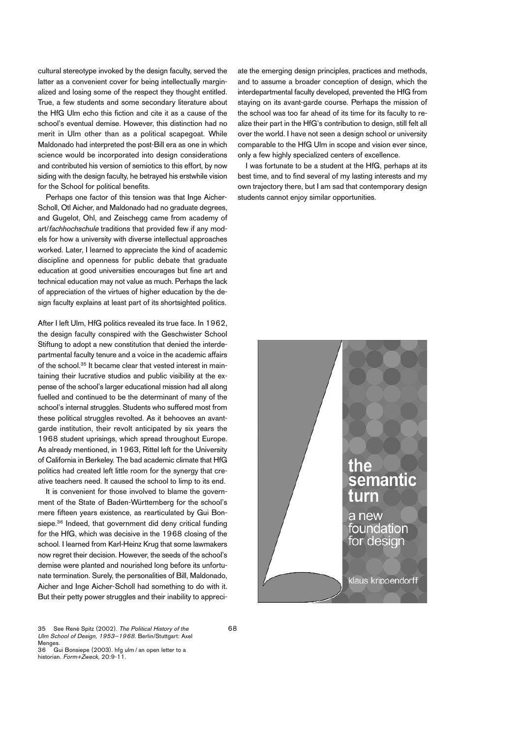cultural stereotype invoked by the design faculty, served the latter as a convenient cover for being intellectually marginalized and losing some of the respect they thought entitled. True, a few students and some secondary literature about the HfG Ulm echo this fiction and cite it as a cause of the school's eventual demise. However, this distinction had no merit in Ulm other than as a political scapegoat. While Maldonado had interpreted the post-Bill era as one in which science would be incorporated into design considerations and contributed his version of semiotics to this effort, by now siding with the design faculty, he betrayed his erstwhile vision for the School for political benefits.

Perhaps one factor of this tension was that Inge Aicher-Scholl, Otl Aicher, and Maldonado had no graduate degrees, and Gugelot, Ohl, and Zeischegg came from academy of art/*fachhochschule* traditions that provided few if any models for how a university with diverse intellectual approaches worked. Later, I learned to appreciate the kind of academic discipline and openness for public debate that graduate education at good universities encourages but fine art and technical education may not value as much. Perhaps the lack of appreciation of the virtues of higher education by the design faculty explains at least part of its shortsighted politics.

After I left Ulm, HfG politics revealed its true face. In 1962, the design faculty conspired with the Geschwister School Stiftung to adopt a new constitution that denied the interdepartmental faculty tenure and a voice in the academic affairs of the school.[35] It became clear that vested interest in maintaining their lucrative studios and public visibility at the expense of the school's larger educational mission had all along fuelled and continued to be the determinant of many of the school's internal struggles. Students who suffered most from these political struggles revolted. As it behooves an avant-garde institution, their revolt anticipated by six years the 1968 student uprisings, which spread throughout Europe. As already mentioned, in 1963, Rittel left for the University of California in Berkeley. The bad academic climate that HfG politics had created left little room for the synergy that creative teachers need. It caused the school to limp to its end.

It is convenient for those involved to blame the government of the State of Baden-Württemberg for the school's mere fifteen years existence, as rearticulated by Gui Bonsiepe.[36] Indeed, that government did deny critical funding for the HfG, which was decisive in the 1968 closing of the school. I learned from Karl-Heinz Krug that some lawmakers now regret their decision. However, the seeds of the school's demise were planted and nourished long before its unfortunate termination. Surely, the personalities of Bill, Maldonado, Aicher and Inge Aicher-Scholl had something to do with it. But their petty power struggles and their inability to appreciate the emerging design principles, practices and methods, and to assume a broader conception of design, which the interdepartmental faculty developed, prevented the HfG from staying on its avant-garde course. Perhaps the mission of the school was too far ahead of its time for its faculty to realize their part in the HfG's contribution to design, still felt all over the world. I have not seen a design school or university comparable to the HfG Ulm in scope and vision ever since, only a few highly specialized centers of excellence.

I was fortunate to be a student at the HfG, perhaps at its best time, and to find several of my lasting interests and my own trajectory there, but I am sad that contemporary design students cannot enjoy similar opportunities.

**the semantic turn**
a new foundation for design
klaus krippendorff

35 See René Spitz (2002). *The Political History of the Ulm School of Design, 1953–1968.* Berlin/Stuttgart: Axel Menges.
36 Gui Bonsiepe (2003). hfg ulm / an open letter to a historian. *Form+Zweck*, 20:9-11.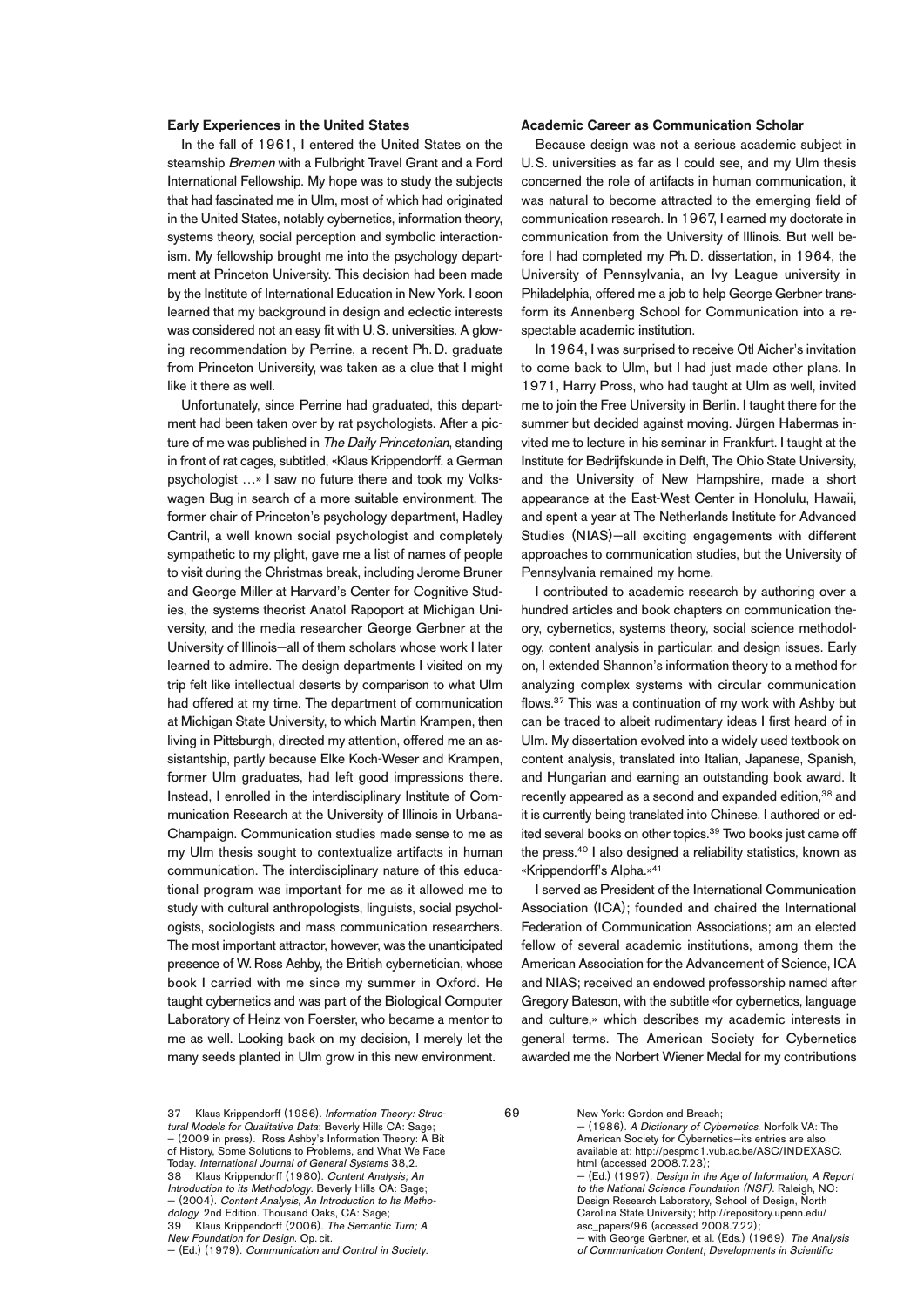## Early Experiences in the United States

In the fall of 1961, I entered the United States on the steamship *Bremen* with a Fulbright Travel Grant and a Ford International Fellowship. My hope was to study the subjects that had fascinated me in Ulm, most of which had originated in the United States, notably cybernetics, information theory, systems theory, social perception and symbolic interactionism. My fellowship brought me into the psychology department at Princeton University. This decision had been made by the Institute of International Education in New York. I soon learned that my background in design and eclectic interests was considered not an easy fit with U.S. universities. A glowing recommendation by Perrine, a recent Ph. D. graduate from Princeton University, was taken as a clue that I might like it there as well.

Unfortunately, since Perrine had graduated, this department had been taken over by rat psychologists. After a picture of me was published in *The Daily Princetonian*, standing in front of rat cages, subtitled, «Klaus Krippendorff, a German psychologist …» I saw no future there and took my Volkswagen Bug in search of a more suitable environment. The former chair of Princeton's psychology department, Hadley Cantril, a well known social psychologist and completely sympathetic to my plight, gave me a list of names of people to visit during the Christmas break, including Jerome Bruner and George Miller at Harvard's Center for Cognitive Studies, the systems theorist Anatol Rapoport at Michigan University, and the media researcher George Gerbner at the University of Illinois—all of them scholars whose work I later learned to admire. The design departments I visited on my trip felt like intellectual deserts by comparison to what Ulm had offered at my time. The department of communication at Michigan State University, to which Martin Krampen, then living in Pittsburgh, directed my attention, offered me an assistantship, partly because Elke Koch-Weser and Krampen, former Ulm graduates, had left good impressions there. Instead, I enrolled in the interdisciplinary Institute of Communication Research at the University of Illinois in Urbana-Champaign. Communication studies made sense to me as my Ulm thesis sought to contextualize artifacts in human communication. The interdisciplinary nature of this educational program was important for me as it allowed me to study with cultural anthropologists, linguists, social psychologists, sociologists and mass communication researchers. The most important attractor, however, was the unanticipated presence of W. Ross Ashby, the British cybernetician, whose book I carried with me since my summer in Oxford. He taught cybernetics and was part of the Biological Computer Laboratory of Heinz von Foerster, who became a mentor to me as well. Looking back on my decision, I merely let the many seeds planted in Ulm grow in this new environment.

## Academic Career as Communication Scholar

Because design was not a serious academic subject in U.S. universities as far as I could see, and my Ulm thesis concerned the role of artifacts in human communication, it was natural to become attracted to the emerging field of communication research. In 1967, I earned my doctorate in communication from the University of Illinois. But well before I had completed my Ph. D. dissertation, in 1964, the University of Pennsylvania, an Ivy League university in Philadelphia, offered me a job to help George Gerbner transform its Annenberg School for Communication into a respectable academic institution.

In 1964, I was surprised to receive Otl Aicher's invitation to come back to Ulm, but I had just made other plans. In 1971, Harry Pross, who had taught at Ulm as well, invited me to join the Free University in Berlin. I taught there for the summer but decided against moving. Jürgen Habermas invited me to lecture in his seminar in Frankfurt. I taught at the Institute for Bedrijfskunde in Delft, The Ohio State University, and the University of New Hampshire, made a short appearance at the East-West Center in Honolulu, Hawaii, and spent a year at The Netherlands Institute for Advanced Studies (NIAS)—all exciting engagements with different approaches to communication studies, but the University of Pennsylvania remained my home.

I contributed to academic research by authoring over a hundred articles and book chapters on communication theory, cybernetics, systems theory, social science methodology, content analysis in particular, and design issues. Early on, I extended Shannon's information theory to a method for analyzing complex systems with circular communication flows.[37] This was a continuation of my work with Ashby but can be traced to albeit rudimentary ideas I first heard of in Ulm. My dissertation evolved into a widely used textbook on content analysis, translated into Italian, Japanese, Spanish, and Hungarian and earning an outstanding book award. It recently appeared as a second and expanded edition,[38] and it is currently being translated into Chinese. I authored or edited several books on other topics.[39] Two books just came off the press.[40] I also designed a reliability statistics, known as «Krippendorff's Alpha.»[41]

I served as President of the International Communication Association (ICA); founded and chaired the International Federation of Communication Associations; am an elected fellow of several academic institutions, among them the American Association for the Advancement of Science, ICA and NIAS; received an endowed professorship named after Gregory Bateson, with the subtitle «for cybernetics, language and culture,» which describes my academic interests in general terms. The American Society for Cybernetics awarded me the Norbert Wiener Medal for my contributions

37 Klaus Krippendorff (1986). *Information Theory: Structural Models for Qualitative Data*; Beverly Hills CA: Sage; — (2009 in press). Ross Ashby's Information Theory: A Bit of History, Some Solutions to Problems, and What We Face Today. *International Journal of General Systems* 38,2.

38 Klaus Krippendorff (1980). *Content Analysis; An Introduction to its Methodology*. Beverly Hills CA: Sage; — (2004). *Content Analysis, An Introduction to Its Methodology*. 2nd Edition. Thousand Oaks, CA: Sage;

39 Klaus Krippendorff (2006). *The Semantic Turn; A New Foundation for Design*. Op. cit. — (Ed.) (1979). *Communication and Control in Society*. New York: Gordon and Breach; — (1986). *A Dictionary of Cybernetics*. Norfolk VA: The American Society for Cybernetics—its entries are also available at: http://pespmc1.vub.ac.be/ASC/INDEXASC.html (accessed 2008.7.23); — (Ed.) (1997). *Design in the Age of Information, A Report to the National Science Foundation (NSF)*. Raleigh, NC: Design Research Laboratory, School of Design, North Carolina State University; http://repository.upenn.edu/asc_papers/96 (accessed 2008.7.22); — with George Gerbner, et al. (Eds.) (1969). *The Analysis of Communication Content; Developments in Scientific*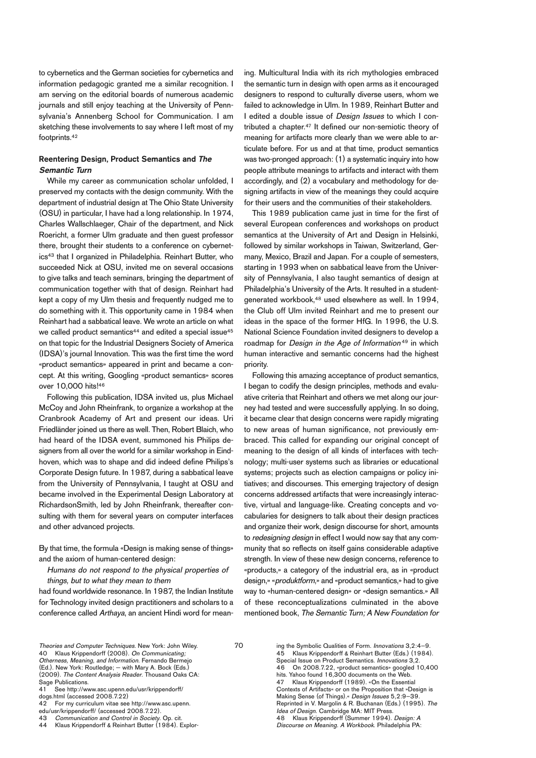to cybernetics and the German societies for cybernetics and information pedagogic granted me a similar recognition. I am serving on the editorial boards of numerous academic journals and still enjoy teaching at the University of Pennsylvania's Annenberg School for Communication. I am sketching these involvements to say where I left most of my footprints.[42]

### Reentering Design, Product Semantics and *The Semantic Turn*

While my career as communication scholar unfolded, I preserved my contacts with the design community. With the department of industrial design at The Ohio State University (OSU) in particular, I have had a long relationship. In 1974, Charles Wallschlaeger, Chair of the department, and Nick Roericht, a former Ulm graduate and then guest professor there, brought their students to a conference on cybernetics[43] that I organized in Philadelphia. Reinhart Butter, who succeeded Nick at OSU, invited me on several occasions to give talks and teach seminars, bringing the department of communication together with that of design. Reinhart had kept a copy of my Ulm thesis and frequently nudged me to do something with it. This opportunity came in 1984 when Reinhart had a sabbatical leave. We wrote an article on what we called product semantics[44] and edited a special issue[45] on that topic for the Industrial Designers Society of America (IDSA)'s journal Innovation. This was the first time the word «product semantics» appeared in print and became a concept. At this writing, Googling «product semantics» scores over 10,000 hits![46]

Following this publication, IDSA invited us, plus Michael McCoy and John Rheinfrank, to organize a workshop at the Cranbrook Academy of Art and present our ideas. Uri Friedländer joined us there as well. Then, Robert Blaich, who had heard of the IDSA event, summoned his Philips designers from all over the world for a similar workshop in Eindhoven, which was to shape and did indeed define Philips's Corporate Design future. In 1987, during a sabbatical leave from the University of Pennsylvania, I taught at OSU and became involved in the Experimental Design Laboratory at RichardsonSmith, led by John Rheinfrank, thereafter consulting with them for several years on computer interfaces and other advanced projects.

By that time, the formula «Design is making sense of things» and the axiom of human-centered design:

*Humans do not respond to the physical properties of things, but to what they mean to them*

had found worldwide resonance. In 1987, the Indian Institute for Technology invited design practitioners and scholars to a conference called *Arthaya*, an ancient Hindi word for meaning. Multicultural India with its rich mythologies embraced the semantic turn in design with open arms as it encouraged designers to respond to culturally diverse users, whom we failed to acknowledge in Ulm. In 1989, Reinhart Butter and I edited a double issue of *Design Issues* to which I contributed a chapter.[47] It defined our non-semiotic theory of meaning for artifacts more clearly than we were able to articulate before. For us and at that time, product semantics was two-pronged approach: (1) a systematic inquiry into how people attribute meanings to artifacts and interact with them accordingly, and (2) a vocabulary and methodology for designing artifacts in view of the meanings they could acquire for their users and the communities of their stakeholders.

This 1989 publication came just in time for the first of several European conferences and workshops on product semantics at the University of Art and Design in Helsinki, followed by similar workshops in Taiwan, Switzerland, Germany, Mexico, Brazil and Japan. For a couple of semesters, starting in 1993 when on sabbatical leave from the University of Pennsylvania, I also taught semantics of design at Philadelphia's University of the Arts. It resulted in a student-generated workbook,[48] used elsewhere as well. In 1994, the Club off Ulm invited Reinhart and me to present our ideas in the space of the former HfG. In 1996, the U.S. National Science Foundation invited designers to develop a roadmap for *Design in the Age of Information*[49] in which human interactive and semantic concerns had the highest priority.

Following this amazing acceptance of product semantics, I began to codify the design principles, methods and evaluative criteria that Reinhart and others we met along our journey had tested and were successfully applying. In so doing, it became clear that design concerns were rapidly migrating to new areas of human significance, not previously embraced. This called for expanding our original concept of meaning to the design of all kinds of interfaces with technology; multi-user systems such as libraries or educational systems; projects such as election campaigns or policy initiatives; and discourses. This emerging trajectory of design concerns addressed artifacts that were increasingly interactive, virtual and language-like. Creating concepts and vocabularies for designers to talk about their design practices and organize their work, design discourse for short, amounts to *redesigning design* in effect I would now say that any community that so reflects on itself gains considerable adaptive strength. In view of these new design concerns, reference to «products,» a category of the industrial era, as in «product design,» «*produktform*,» and «product semantics,» had to give way to «human-centered design» or «design semantics.» All of these reconceptualizations culminated in the above mentioned book, *The Semantic Turn; A New Foundation for*

---

*Theories and Computer Techniques*. New York: John Wiley.
40 Klaus Krippendorff (2008). *On Communicating; Otherness, Meaning, and Information*. Fernando Bermejo (Ed.). New York: Routledge; — with Mary A. Bock (Eds.) (2009). *The Content Analysis Reader*. Thousand Oaks CA: Sage Publications.
41 See http://www.asc.upenn.edu/usr/krippendorff/dogs.html (accessed 2008.7.22)
42 For my curriculum vitae see http://www.asc.upenn.edu/usr/krippendorff/ (accessed 2008.7.22).
43 *Communication and Control in Society*. Op. cit.
44 Klaus Krippendorff & Reinhart Butter (1984). Exploring the Symbolic Qualities of Form. *Innovations* 3,2:4–9.
45 Klaus Krippendorff & Reinhart Butter (Eds.) (1984). Special Issue on Product Semantics. *Innovations* 3,2.
46 On 2008.7.22, «product semantics» googled 10,400 hits. Yahoo found 16,300 documents on the Web.
47 Klaus Krippendorff (1989). «On the Essential Contexts of Artifacts« or on the Proposition that »Design is Making Sense (of Things).« *Design Issues* 5,2:9–39. Reprinted in V. Margolin & R. Buchanan (Eds.) (1995). *The Idea of Design*. Cambridge MA: MIT Press.
48 Klaus Krippendorff (Summer 1994). *Design: A Discourse on Meaning. A Workbook*. Philadelphia PA: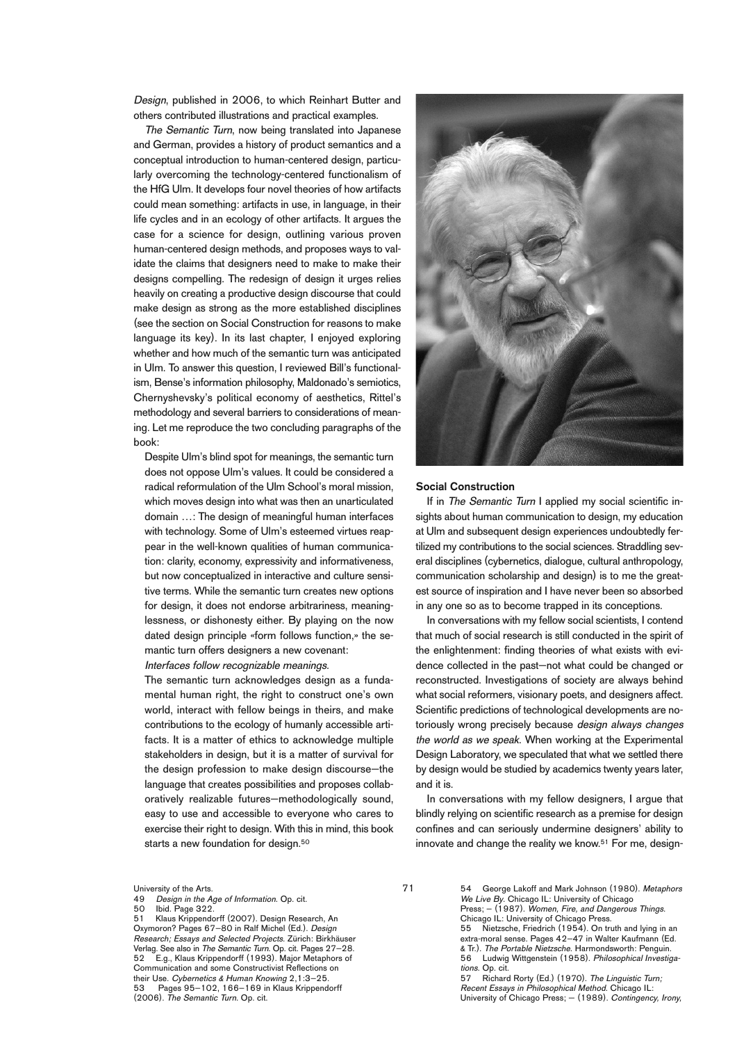*Design*, published in 2006, to which Reinhart Butter and others contributed illustrations and practical examples.

*The Semantic Turn*, now being translated into Japanese and German, provides a history of product semantics and a conceptual introduction to human-centered design, particularly overcoming the technology-centered functionalism of the HfG Ulm. It develops four novel theories of how artifacts could mean something: artifacts in use, in language, in their life cycles and in an ecology of other artifacts. It argues the case for a science for design, outlining various proven human-centered design methods, and proposes ways to validate the claims that designers need to make to make their designs compelling. The redesign of design it urges relies heavily on creating a productive design discourse that could make design as strong as the more established disciplines (see the section on Social Construction for reasons to make language its key). In its last chapter, I enjoyed exploring whether and how much of the semantic turn was anticipated in Ulm. To answer this question, I reviewed Bill's functionalism, Bense's information philosophy, Maldonado's semiotics, Chernyshevsky's political economy of aesthetics, Rittel's methodology and several barriers to considerations of meaning. Let me reproduce the two concluding paragraphs of the book:

> Despite Ulm's blind spot for meanings, the semantic turn does not oppose Ulm's values. It could be considered a radical reformulation of the Ulm School's moral mission, which moves design into what was then an unarticulated domain …: The design of meaningful human interfaces with technology. Some of Ulm's esteemed virtues reappear in the well-known qualities of human communication: clarity, economy, expressivity and informativeness, but now conceptualized in interactive and culture sensitive terms. While the semantic turn creates new options for design, it does not endorse arbitrariness, meaninglessness, or dishonesty either. By playing on the now dated design principle «form follows function,» the semantic turn offers designers a new covenant:
> *Interfaces follow recognizable meanings.*
> The semantic turn acknowledges design as a fundamental human right, the right to construct one's own world, interact with fellow beings in theirs, and make contributions to the ecology of humanly accessible artifacts. It is a matter of ethics to acknowledge multiple stakeholders in design, but it is a matter of survival for the design profession to make design discourse—the language that creates possibilities and proposes collaboratively realizable futures—methodologically sound, easy to use and accessible to everyone who cares to exercise their right to design. With this in mind, this book starts a new foundation for design.[50]

### Social Construction

If in *The Semantic Turn* I applied my social scientific insights about human communication to design, my education at Ulm and subsequent design experiences undoubtedly fertilized my contributions to the social sciences. Straddling several disciplines (cybernetics, dialogue, cultural anthropology, communication scholarship and design) is to me the greatest source of inspiration and I have never been so absorbed in any one so as to become trapped in its conceptions.

In conversations with my fellow social scientists, I contend that much of social research is still conducted in the spirit of the enlightenment: finding theories of what exists with evidence collected in the past—not what could be changed or reconstructed. Investigations of society are always behind what social reformers, visionary poets, and designers affect. Scientific predictions of technological developments are notoriously wrong precisely because *design always changes the world as we speak*. When working at the Experimental Design Laboratory, we speculated that what we settled there by design would be studied by academics twenty years later, and it is.

In conversations with my fellow designers, I argue that blindly relying on scientific research as a premise for design confines and can seriously undermine designers' ability to innovate and change the reality we know.[51] For me, design-

---

University of the Arts.
49 *Design in the Age of Information*. Op. cit.
50 Ibid. Page 322.
51 Klaus Krippendorff (2007). Design Research, An Oxymoron? Pages 67–80 in Ralf Michel (Ed.). *Design Research; Essays and Selected Projects*. Zürich: Birkhäuser Verlag. See also in *The Semantic Turn*. Op. cit. Pages 27–28.
52 E.g., Klaus Krippendorff (1993). Major Metaphors of Communication and some Constructivist Reflections on their Use. *Cybernetics & Human Knowing* 2,1:3–25.
53 Pages 95–102, 166–169 in Klaus Krippendorff (2006). *The Semantic Turn*. Op. cit.
54 George Lakoff and Mark Johnson (1980). *Metaphors We Live By*. Chicago IL: University of Chicago Press; – (1987). *Women, Fire, and Dangerous Things*. Chicago IL: University of Chicago Press.
55 Nietzsche, Friedrich (1954). On truth and lying in an extra-moral sense. Pages 42–47 in Walter Kaufmann (Ed. & Tr.). *The Portable Nietzsche*. Harmondsworth: Penguin.
56 Ludwig Wittgenstein (1958). *Philosophical Investigations*. Op. cit.
57 Richard Rorty (Ed.) (1970). *The Linguistic Turn; Recent Essays in Philosophical Method*. Chicago IL: University of Chicago Press; – (1989). *Contingency, Irony,*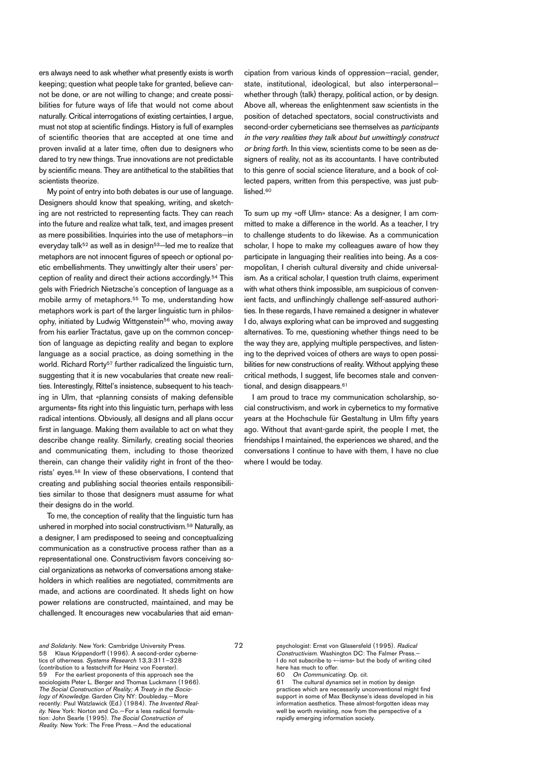ers always need to ask whether what presently exists is worth keeping; question what people take for granted, believe cannot be done, or are not willing to change; and create possibilities for future ways of life that would not come about naturally. Critical interrogations of existing certainties, I argue, must not stop at scientific findings. History is full of examples of scientific theories that are accepted at one time and proven invalid at a later time, often due to designers who dared to try new things. True innovations are not predictable by scientific means. They are antithetical to the stabilities that scientists theorize.

My point of entry into both debates is our use of language. Designers should know that speaking, writing, and sketching are not restricted to representing facts. They can reach into the future and realize what talk, text, and images present as mere possibilities. Inquiries into the use of metaphors—in everyday talk[52] as well as in design[53]—led me to realize that metaphors are not innocent figures of speech or optional poetic embellishments. They unwittingly alter their users' perception of reality and direct their actions accordingly.[54] This gels with Friedrich Nietzsche's conception of language as a mobile army of metaphors.[55] To me, understanding how metaphors work is part of the larger linguistic turn in philosophy, initiated by Ludwig Wittgenstein[56] who, moving away from his earlier Tractatus, gave up on the common conception of language as depicting reality and began to explore language as a social practice, as doing something in the world. Richard Rorty[57] further radicalized the linguistic turn, suggesting that it is new vocabularies that create new realities. Interestingly, Rittel's insistence, subsequent to his teaching in Ulm, that «planning consists of making defensible arguments» fits right into this linguistic turn, perhaps with less radical intentions. Obviously, all designs and all plans occur first in language. Making them available to act on what they describe change reality. Similarly, creating social theories and communicating them, including to those theorized therein, can change their validity right in front of the theorists' eyes.[58] In view of these observations, I contend that creating and publishing social theories entails responsibilities similar to those that designers must assume for what their designs do in the world.

To me, the conception of reality that the linguistic turn has ushered in morphed into social constructivism.[59] Naturally, as a designer, I am predisposed to seeing and conceptualizing communication as a constructive process rather than as a representational one. Constructivism favors conceiving social organizations as networks of conversations among stakeholders in which realities are negotiated, commitments are made, and actions are coordinated. It sheds light on how power relations are constructed, maintained, and may be challenged. It encourages new vocabularies that aid emancipation from various kinds of oppression—racial, gender, state, institutional, ideological, but also interpersonal—whether through (talk) therapy, political action, or by design. Above all, whereas the enlightenment saw scientists in the position of detached spectators, social constructivists and second-order cyberneticians see themselves as *participants in the very realities they talk about but unwittingly construct or bring forth*. In this view, scientists come to be seen as designers of reality, not as its accountants. I have contributed to this genre of social science literature, and a book of collected papers, written from this perspective, was just published.[60]

To sum up my «off Ulm» stance: As a designer, I am committed to make a difference in the world. As a teacher, I try to challenge students to do likewise. As a communication scholar, I hope to make my colleagues aware of how they participate in languaging their realities into being. As a cosmopolitan, I cherish cultural diversity and chide universalism. As a critical scholar, I question truth claims, experiment with what others think impossible, am suspicious of convenient facts, and unflinchingly challenge self-assured authorities. In these regards, I have remained a designer in whatever I do, always exploring what can be improved and suggesting alternatives. To me, questioning whether things need to be the way they are, applying multiple perspectives, and listening to the deprived voices of others are ways to open possibilities for new constructions of reality. Without applying these critical methods, I suggest, life becomes stale and conventional, and design disappears.[61]

I am proud to trace my communication scholarship, social constructivism, and work in cybernetics to my formative years at the Hochschule für Gestaltung in Ulm fifty years ago. Without that avant-garde spirit, the people I met, the friendships I maintained, the experiences we shared, and the conversations I continue to have with them, I have no clue where I would be today.

*and Solidarity*. New York: Cambridge University Press.
58 Klaus Krippendorff (1996). A second-order cybernetics of otherness. *Systems Research* 13,3:311–328 (contribution to a festschrift for Heinz von Foerster).
59 For the earliest proponents of this approach see the sociologists Peter L. Berger and Thomas Luckmann (1966). *The Social Construction of Reality; A Treaty in the Sociology of Knowledge*. Garden City NY: Doubleday.—More recently: Paul Watzlawick (Ed.) (1984). *The Invented Reality*. New York: Norton and Co.—For a less radical formulation: John Searle (1995). *The Social Construction of Reality*. New York: The Free Press.—And the educational psychologist: Ernst von Glasersfeld (1995). *Radical Constructivism*. Washington DC: The Falmer Press.—I do not subscribe to «—isms» but the body of writing cited here has much to offer.
60 *On Communicating*. Op. cit.
61 The cultural dynamics set in motion by design practices which are necessarily unconventional might find support in some of Max Beckynse's ideas developed in his information aesthetics. These almost-forgotten ideas may well be worth revisiting, now from the perspective of a rapidly emerging information society.